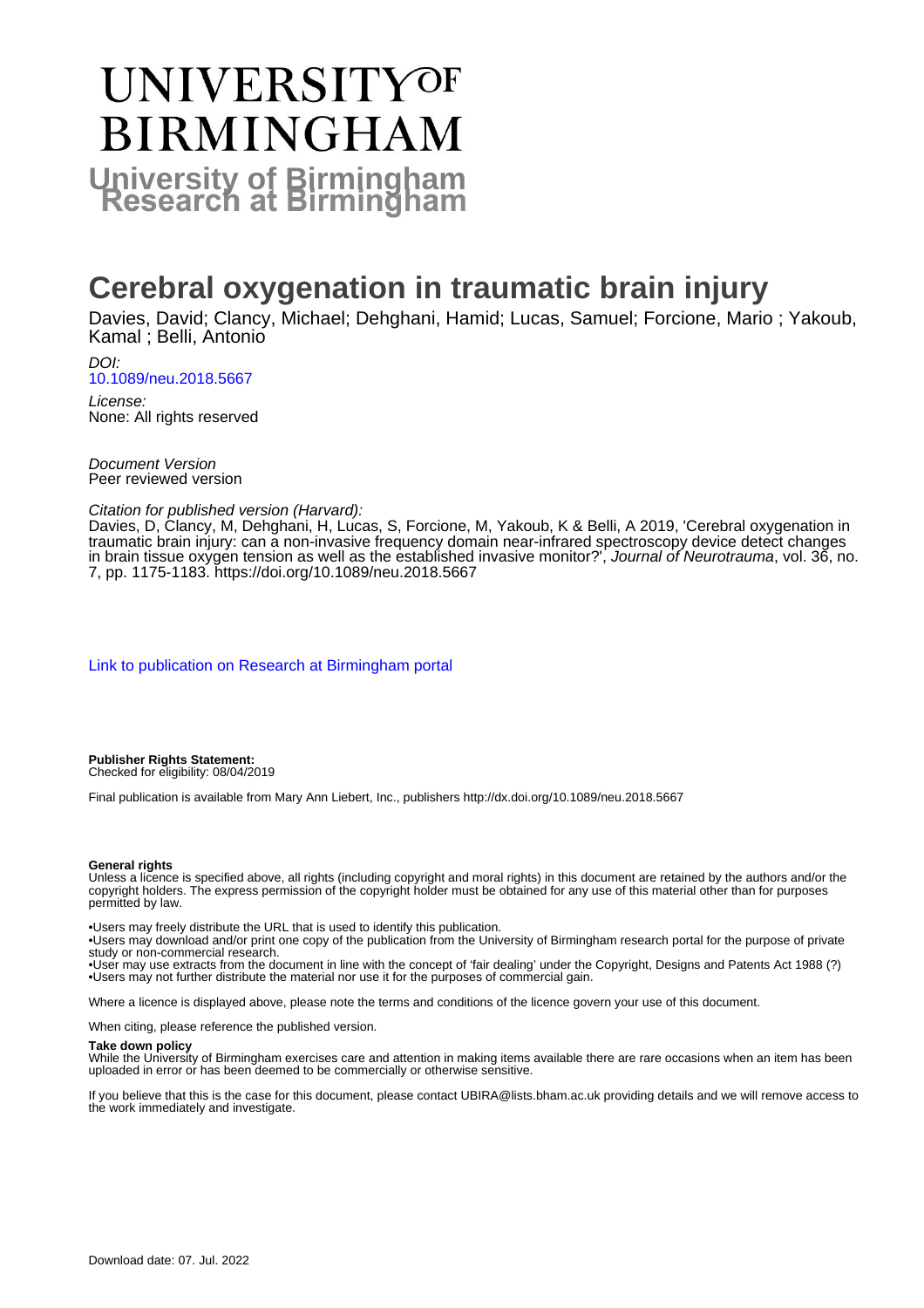# UNIVERSITY OF BIRMINGHAM

**University of Birmingham Research at Birmingham**

# Cerebral oxygenation in traumatic brain injury

Davies, David; Clancy, Michael; Dehghani, Hamid; Lucas, Samuel; Forcione, Mario ; Yakoub, Kamal ; Belli, Antonio

*DOI:*
10.1089/neu.2018.5667

*License:*
None: All rights reserved

*Document Version*
Peer reviewed version

*Citation for published version (Harvard):*
Davies, D, Clancy, M, Dehghani, H, Lucas, S, Forcione, M, Yakoub, K & Belli, A 2019, 'Cerebral oxygenation in traumatic brain injury: can a non-invasive frequency domain near-infrared spectroscopy device detect changes in brain tissue oxygen tension as well as the established invasive monitor?', *Journal of Neurotrauma*, vol. 36, no. 7, pp. 1175-1183. https://doi.org/10.1089/neu.2018.5667

Link to publication on Research at Birmingham portal

**Publisher Rights Statement:**
Checked for eligibility: 08/04/2019

Final publication is available from Mary Ann Liebert, Inc., publishers http://dx.doi.org/10.1089/neu.2018.5667

**General rights**
Unless a licence is specified above, all rights (including copyright and moral rights) in this document are retained by the authors and/or the copyright holders. The express permission of the copyright holder must be obtained for any use of this material other than for purposes permitted by law.

•Users may freely distribute the URL that is used to identify this publication.
•Users may download and/or print one copy of the publication from the University of Birmingham research portal for the purpose of private study or non-commercial research.
•User may use extracts from the document in line with the concept of 'fair dealing' under the Copyright, Designs and Patents Act 1988 (?)
•Users may not further distribute the material nor use it for the purposes of commercial gain.

Where a licence is displayed above, please note the terms and conditions of the licence govern your use of this document.

When citing, please reference the published version.

**Take down policy**
While the University of Birmingham exercises care and attention in making items available there are rare occasions when an item has been uploaded in error or has been deemed to be commercially or otherwise sensitive.

If you believe that this is the case for this document, please contact UBIRA@lists.bham.ac.uk providing details and we will remove access to the work immediately and investigate.

Download date: 07. Jul. 2022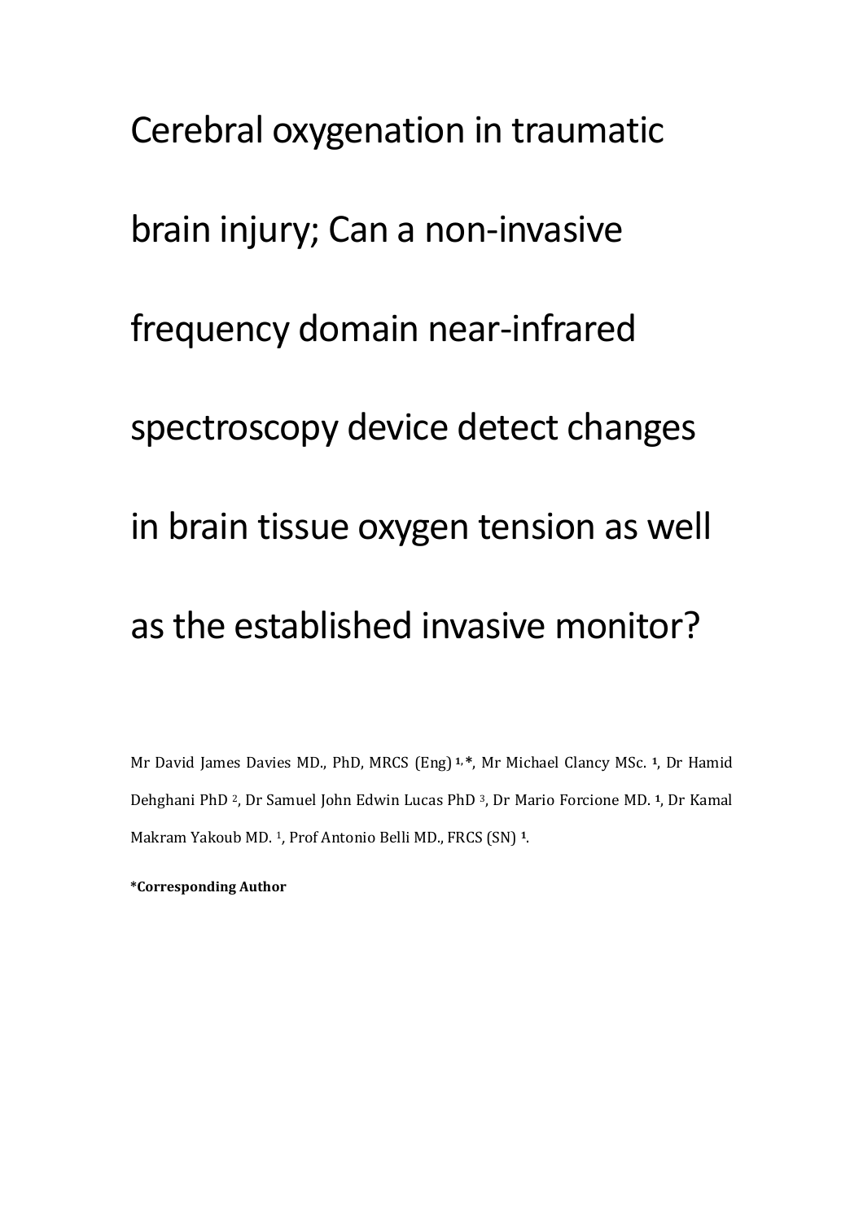# Cerebral oxygenation in traumatic brain injury; Can a non-invasive frequency domain near-infrared spectroscopy device detect changes in brain tissue oxygen tension as well as the established invasive monitor?

Mr David James Davies MD., PhD, MRCS (Eng) [1,*], Mr Michael Clancy MSc. [1], Dr Hamid Dehghani PhD [2], Dr Samuel John Edwin Lucas PhD [3], Dr Mario Forcione MD. [1], Dr Kamal Makram Yakoub MD. [1], Prof Antonio Belli MD., FRCS (SN) [1].

**\*Corresponding Author**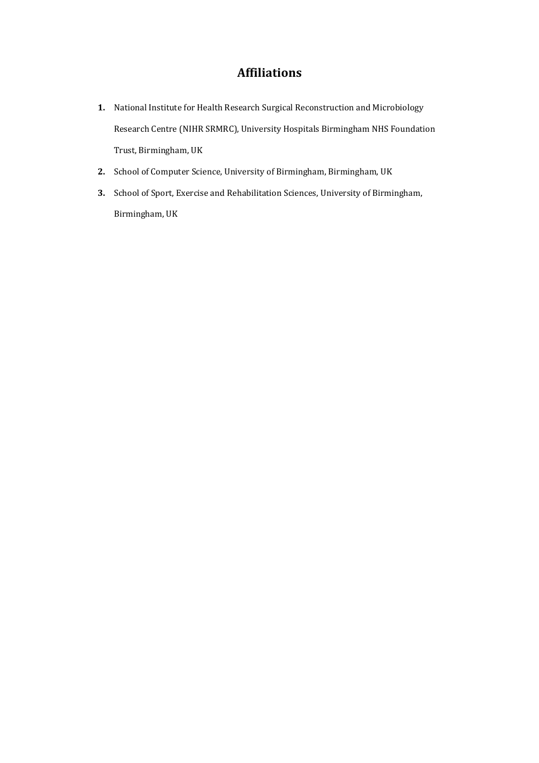# Affiliations

1. National Institute for Health Research Surgical Reconstruction and Microbiology Research Centre (NIHR SRMRC), University Hospitals Birmingham NHS Foundation Trust, Birmingham, UK
2. School of Computer Science, University of Birmingham, Birmingham, UK
3. School of Sport, Exercise and Rehabilitation Sciences, University of Birmingham, Birmingham, UK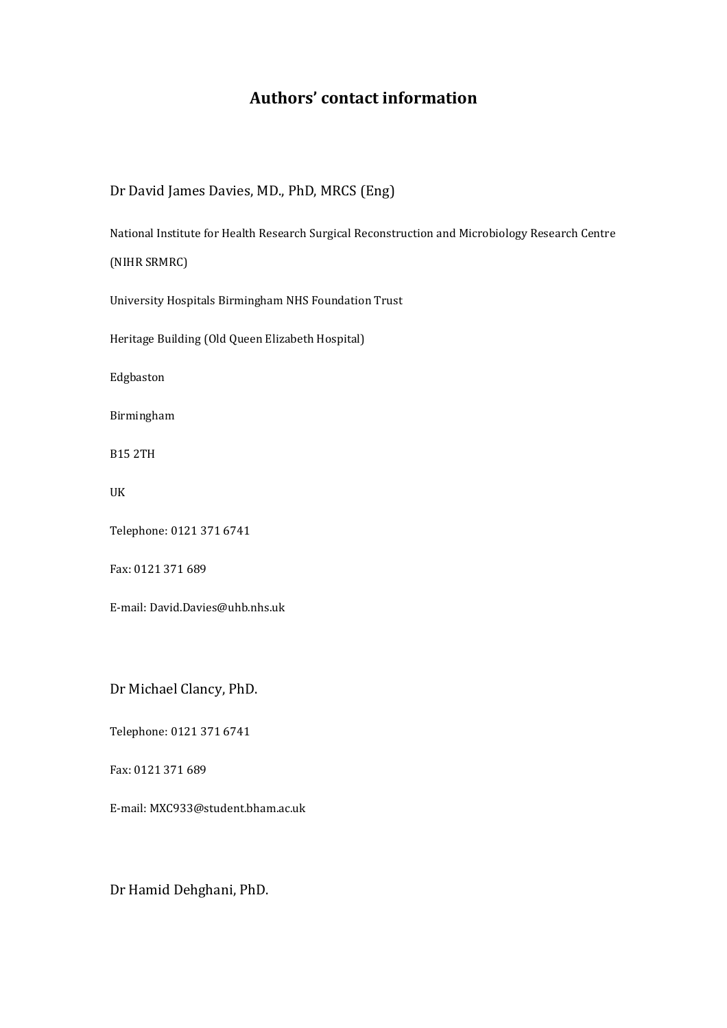# Authors' contact information

Dr David James Davies, MD., PhD, MRCS (Eng)

National Institute for Health Research Surgical Reconstruction and Microbiology Research Centre (NIHR SRMRC)

University Hospitals Birmingham NHS Foundation Trust

Heritage Building (Old Queen Elizabeth Hospital)

Edgbaston

Birmingham

B15 2TH

UK

Telephone: 0121 371 6741

Fax: 0121 371 689

E-mail: David.Davies@uhb.nhs.uk

Dr Michael Clancy, PhD.

Telephone: 0121 371 6741

Fax: 0121 371 689

E-mail: MXC933@student.bham.ac.uk

Dr Hamid Dehghani, PhD.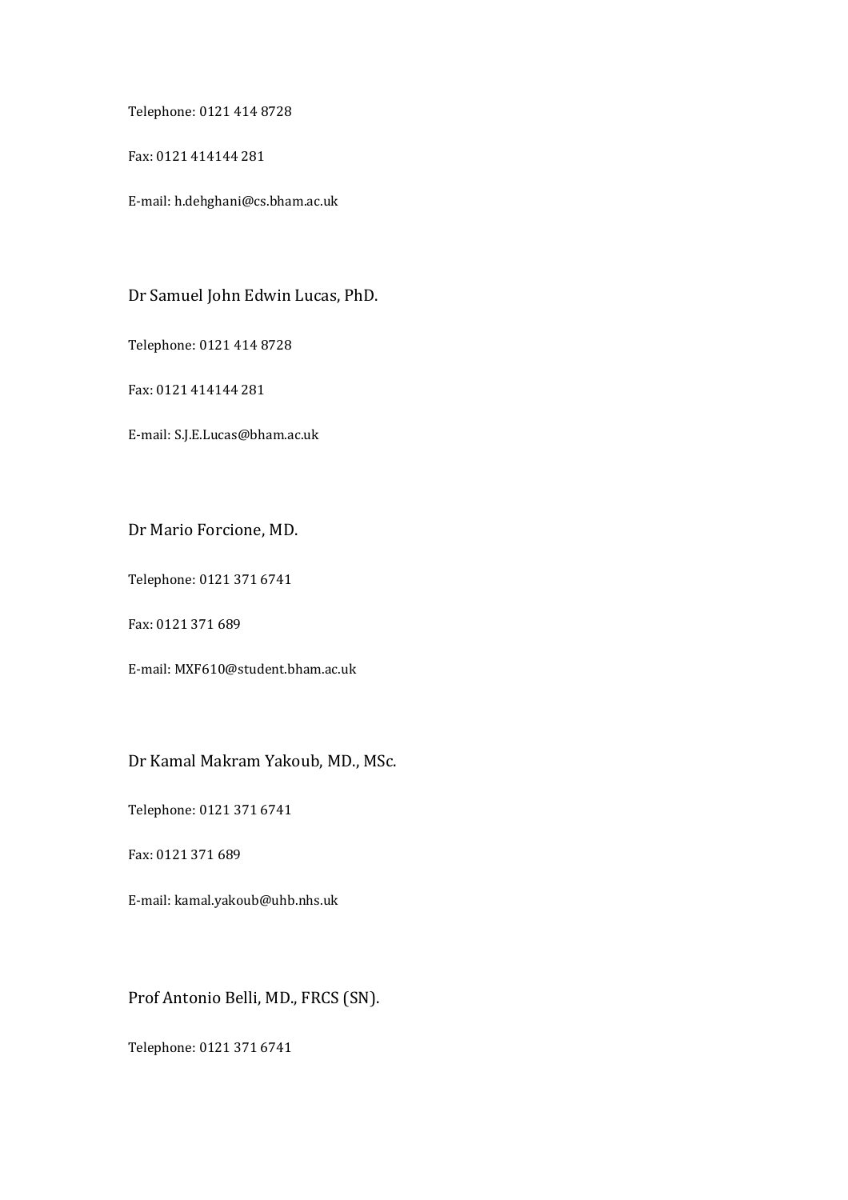Telephone: 0121 414 8728

Fax: 0121 414144 281

E-mail: h.dehghani@cs.bham.ac.uk

Dr Samuel John Edwin Lucas, PhD.

Telephone: 0121 414 8728

Fax: 0121 414144 281

E-mail: S.J.E.Lucas@bham.ac.uk

Dr Mario Forcione, MD.

Telephone: 0121 371 6741

Fax: 0121 371 689

E-mail: MXF610@student.bham.ac.uk

Dr Kamal Makram Yakoub, MD., MSc.

Telephone: 0121 371 6741

Fax: 0121 371 689

E-mail: kamal.yakoub@uhb.nhs.uk

Prof Antonio Belli, MD., FRCS (SN).

Telephone: 0121 371 6741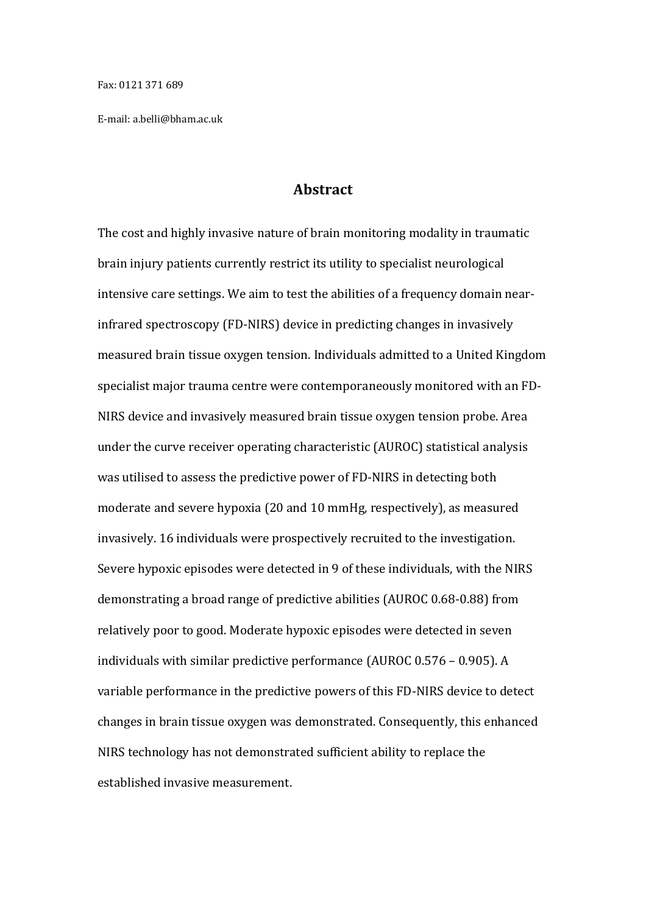Fax: 0121 371 689

E-mail: a.belli@bham.ac.uk

## Abstract

The cost and highly invasive nature of brain monitoring modality in traumatic brain injury patients currently restrict its utility to specialist neurological intensive care settings. We aim to test the abilities of a frequency domain near-infrared spectroscopy (FD-NIRS) device in predicting changes in invasively measured brain tissue oxygen tension. Individuals admitted to a United Kingdom specialist major trauma centre were contemporaneously monitored with an FD-NIRS device and invasively measured brain tissue oxygen tension probe. Area under the curve receiver operating characteristic (AUROC) statistical analysis was utilised to assess the predictive power of FD-NIRS in detecting both moderate and severe hypoxia (20 and 10 mmHg, respectively), as measured invasively. 16 individuals were prospectively recruited to the investigation. Severe hypoxic episodes were detected in 9 of these individuals, with the NIRS demonstrating a broad range of predictive abilities (AUROC 0.68-0.88) from relatively poor to good. Moderate hypoxic episodes were detected in seven individuals with similar predictive performance (AUROC 0.576 – 0.905). A variable performance in the predictive powers of this FD-NIRS device to detect changes in brain tissue oxygen was demonstrated. Consequently, this enhanced NIRS technology has not demonstrated sufficient ability to replace the established invasive measurement.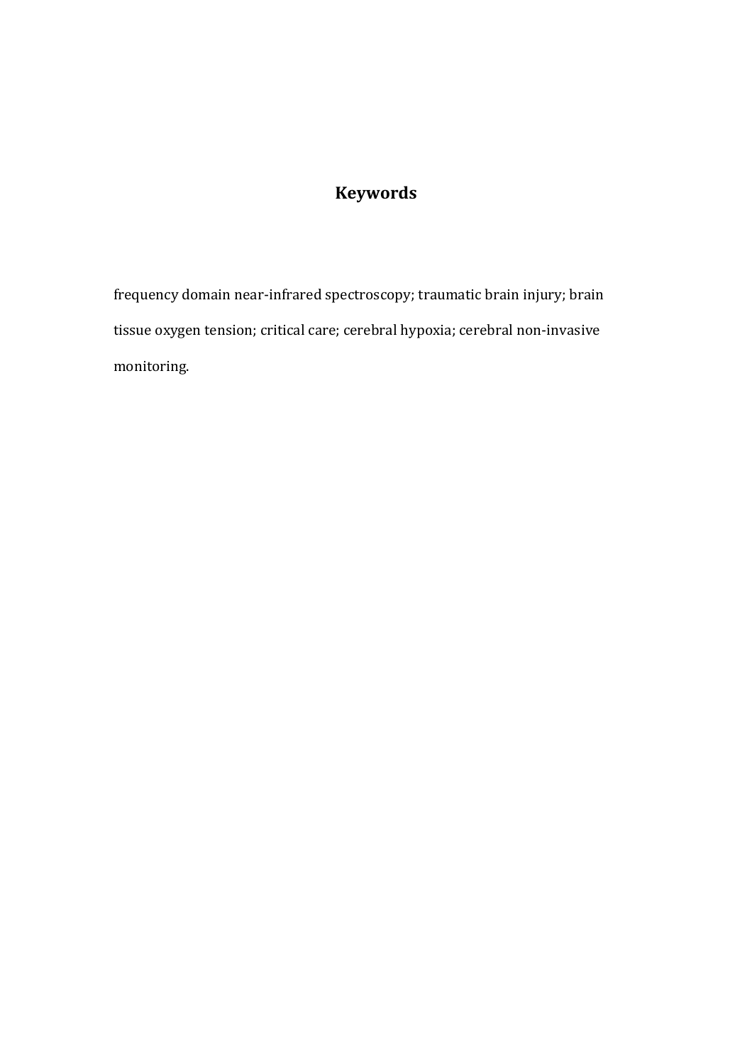# Keywords

frequency domain near-infrared spectroscopy; traumatic brain injury; brain tissue oxygen tension; critical care; cerebral hypoxia; cerebral non-invasive monitoring.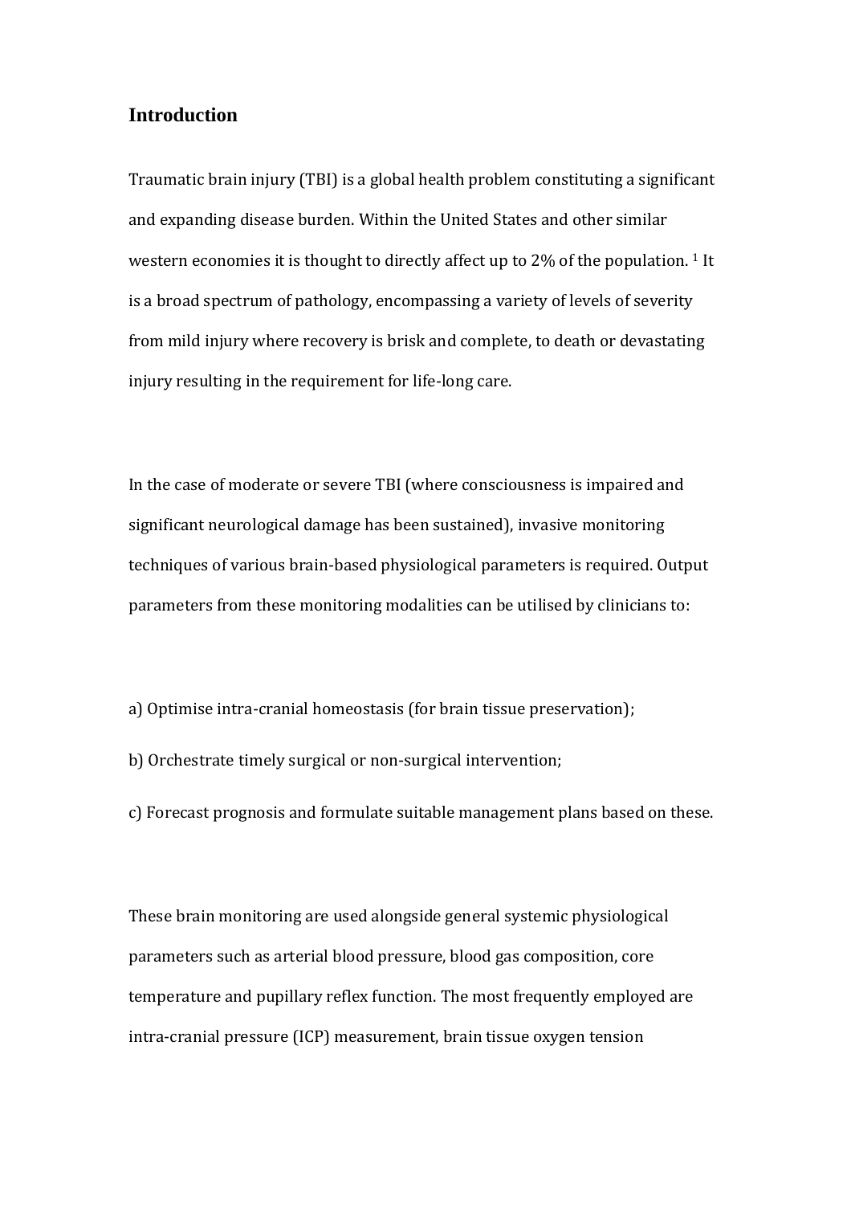## Introduction

Traumatic brain injury (TBI) is a global health problem constituting a significant and expanding disease burden. Within the United States and other similar western economies it is thought to directly affect up to 2% of the population. [1] It is a broad spectrum of pathology, encompassing a variety of levels of severity from mild injury where recovery is brisk and complete, to death or devastating injury resulting in the requirement for life-long care.

In the case of moderate or severe TBI (where consciousness is impaired and significant neurological damage has been sustained), invasive monitoring techniques of various brain-based physiological parameters is required. Output parameters from these monitoring modalities can be utilised by clinicians to:

a) Optimise intra-cranial homeostasis (for brain tissue preservation);

b) Orchestrate timely surgical or non-surgical intervention;

c) Forecast prognosis and formulate suitable management plans based on these.

These brain monitoring are used alongside general systemic physiological parameters such as arterial blood pressure, blood gas composition, core temperature and pupillary reflex function. The most frequently employed are intra-cranial pressure (ICP) measurement, brain tissue oxygen tension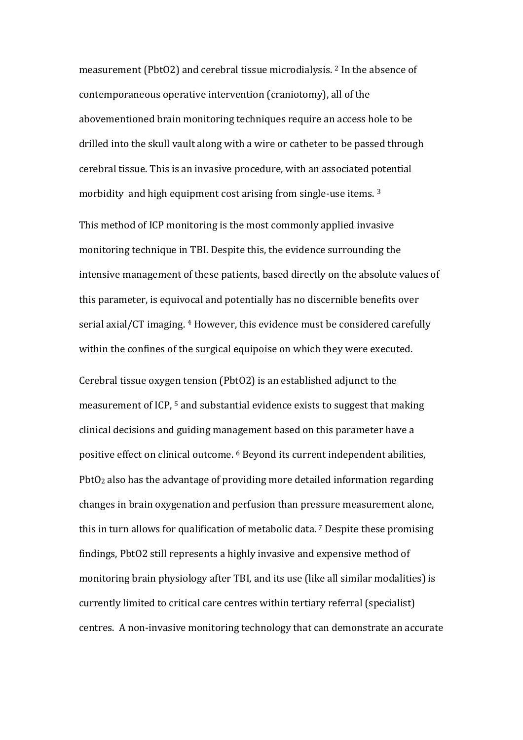measurement (PbtO2) and cerebral tissue microdialysis. [2] In the absence of contemporaneous operative intervention (craniotomy), all of the abovementioned brain monitoring techniques require an access hole to be drilled into the skull vault along with a wire or catheter to be passed through cerebral tissue. This is an invasive procedure, with an associated potential morbidity and high equipment cost arising from single-use items. [3]

This method of ICP monitoring is the most commonly applied invasive monitoring technique in TBI. Despite this, the evidence surrounding the intensive management of these patients, based directly on the absolute values of this parameter, is equivocal and potentially has no discernible benefits over serial axial/CT imaging. [4] However, this evidence must be considered carefully within the confines of the surgical equipoise on which they were executed.

Cerebral tissue oxygen tension (PbtO2) is an established adjunct to the measurement of ICP, [5] and substantial evidence exists to suggest that making clinical decisions and guiding management based on this parameter have a positive effect on clinical outcome. [6] Beyond its current independent abilities, $PbtO_2$ also has the advantage of providing more detailed information regarding changes in brain oxygenation and perfusion than pressure measurement alone, this in turn allows for qualification of metabolic data. [7] Despite these promising findings, PbtO2 still represents a highly invasive and expensive method of monitoring brain physiology after TBI, and its use (like all similar modalities) is currently limited to critical care centres within tertiary referral (specialist) centres. A non-invasive monitoring technology that can demonstrate an accurate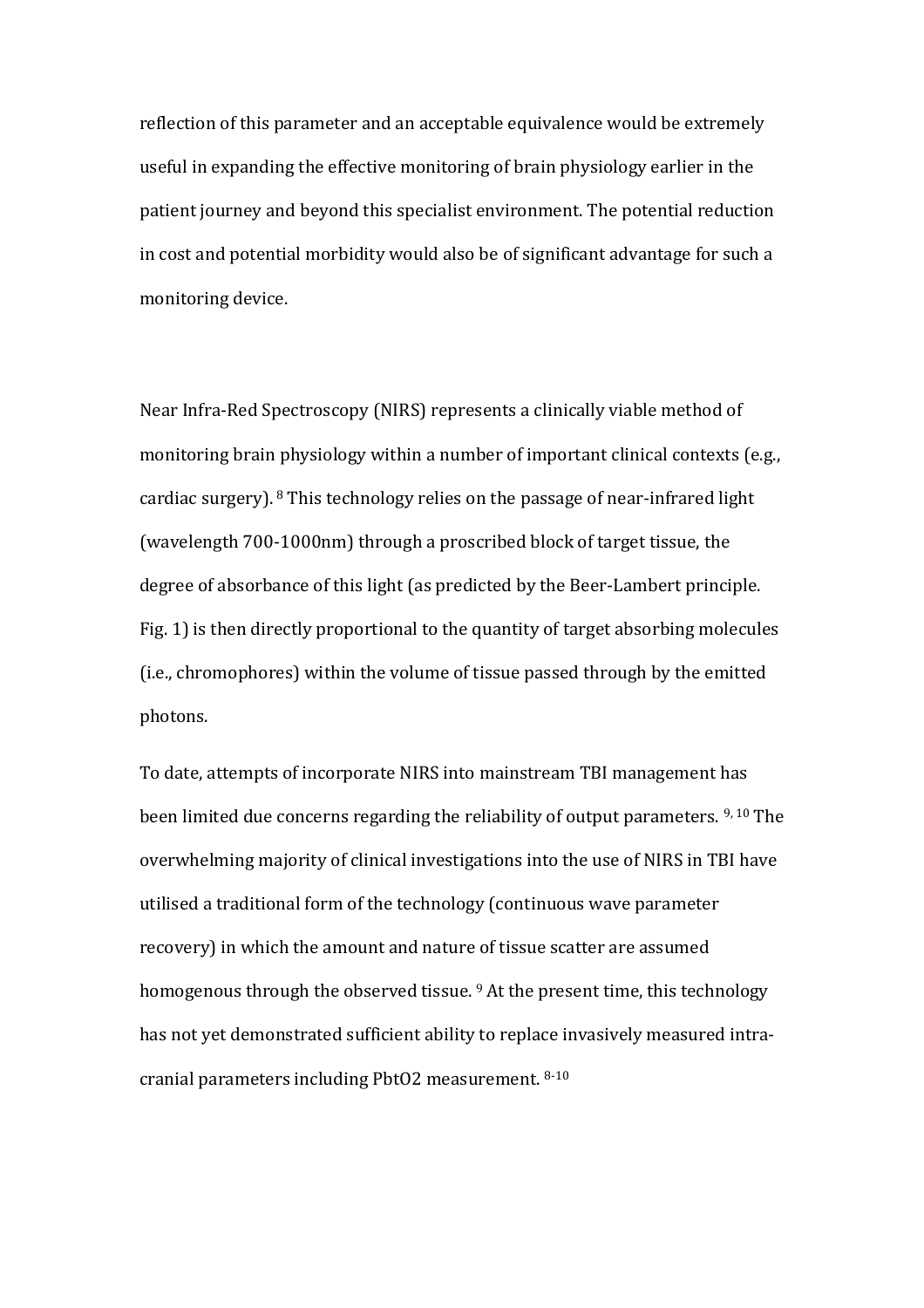reflection of this parameter and an acceptable equivalence would be extremely useful in expanding the effective monitoring of brain physiology earlier in the patient journey and beyond this specialist environment. The potential reduction in cost and potential morbidity would also be of significant advantage for such a monitoring device.

Near Infra-Red Spectroscopy (NIRS) represents a clinically viable method of monitoring brain physiology within a number of important clinical contexts (e.g., cardiac surgery). [8] This technology relies on the passage of near-infrared light (wavelength 700-1000nm) through a proscribed block of target tissue, the degree of absorbance of this light (as predicted by the Beer-Lambert principle. Fig. 1) is then directly proportional to the quantity of target absorbing molecules (i.e., chromophores) within the volume of tissue passed through by the emitted photons.

To date, attempts of incorporate NIRS into mainstream TBI management has been limited due concerns regarding the reliability of output parameters. [9, 10] The overwhelming majority of clinical investigations into the use of NIRS in TBI have utilised a traditional form of the technology (continuous wave parameter recovery) in which the amount and nature of tissue scatter are assumed homogenous through the observed tissue. [9] At the present time, this technology has not yet demonstrated sufficient ability to replace invasively measured intra-cranial parameters including PbtO2 measurement. [8-10]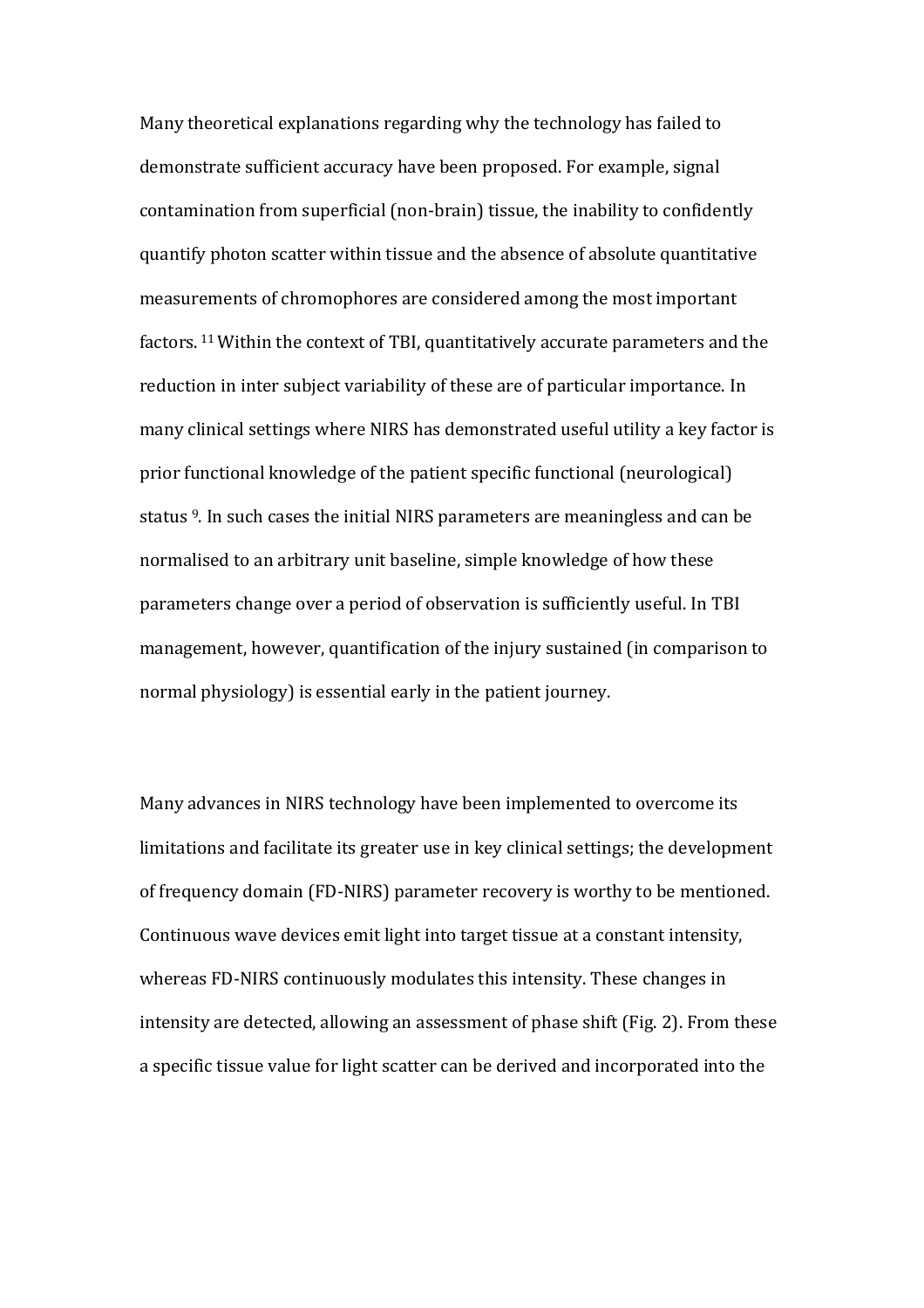Many theoretical explanations regarding why the technology has failed to demonstrate sufficient accuracy have been proposed. For example, signal contamination from superficial (non-brain) tissue, the inability to confidently quantify photon scatter within tissue and the absence of absolute quantitative measurements of chromophores are considered among the most important factors. [11] Within the context of TBI, quantitatively accurate parameters and the reduction in inter subject variability of these are of particular importance. In many clinical settings where NIRS has demonstrated useful utility a key factor is prior functional knowledge of the patient specific functional (neurological) status [9]. In such cases the initial NIRS parameters are meaningless and can be normalised to an arbitrary unit baseline, simple knowledge of how these parameters change over a period of observation is sufficiently useful. In TBI management, however, quantification of the injury sustained (in comparison to normal physiology) is essential early in the patient journey.

Many advances in NIRS technology have been implemented to overcome its limitations and facilitate its greater use in key clinical settings; the development of frequency domain (FD-NIRS) parameter recovery is worthy to be mentioned. Continuous wave devices emit light into target tissue at a constant intensity, whereas FD-NIRS continuously modulates this intensity. These changes in intensity are detected, allowing an assessment of phase shift (Fig. 2). From these a specific tissue value for light scatter can be derived and incorporated into the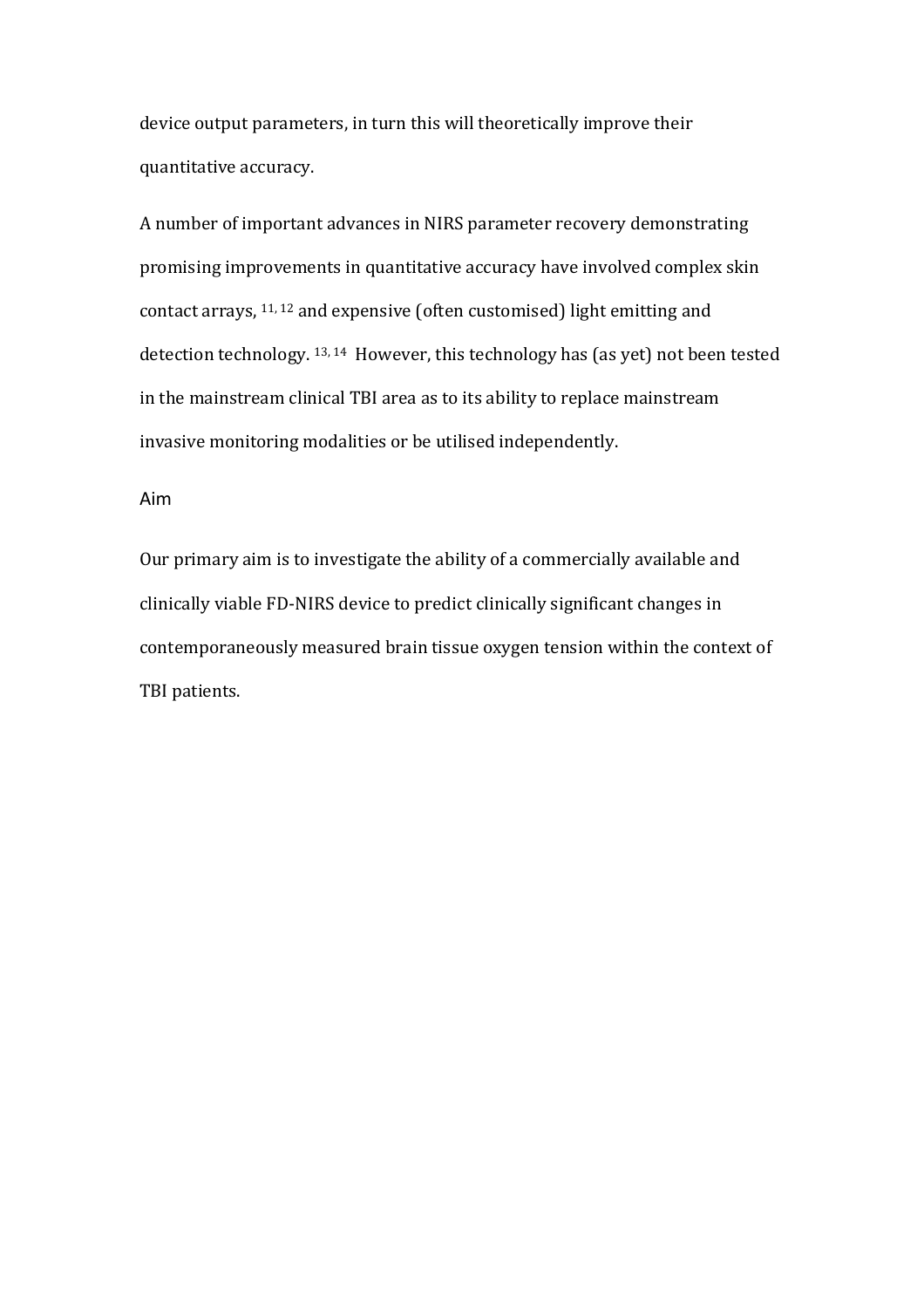device output parameters, in turn this will theoretically improve their quantitative accuracy.

A number of important advances in NIRS parameter recovery demonstrating promising improvements in quantitative accuracy have involved complex skin contact arrays, [11, 12] and expensive (often customised) light emitting and detection technology. [13, 14] However, this technology has (as yet) not been tested in the mainstream clinical TBI area as to its ability to replace mainstream invasive monitoring modalities or be utilised independently.

## Aim

Our primary aim is to investigate the ability of a commercially available and clinically viable FD-NIRS device to predict clinically significant changes in contemporaneously measured brain tissue oxygen tension within the context of TBI patients.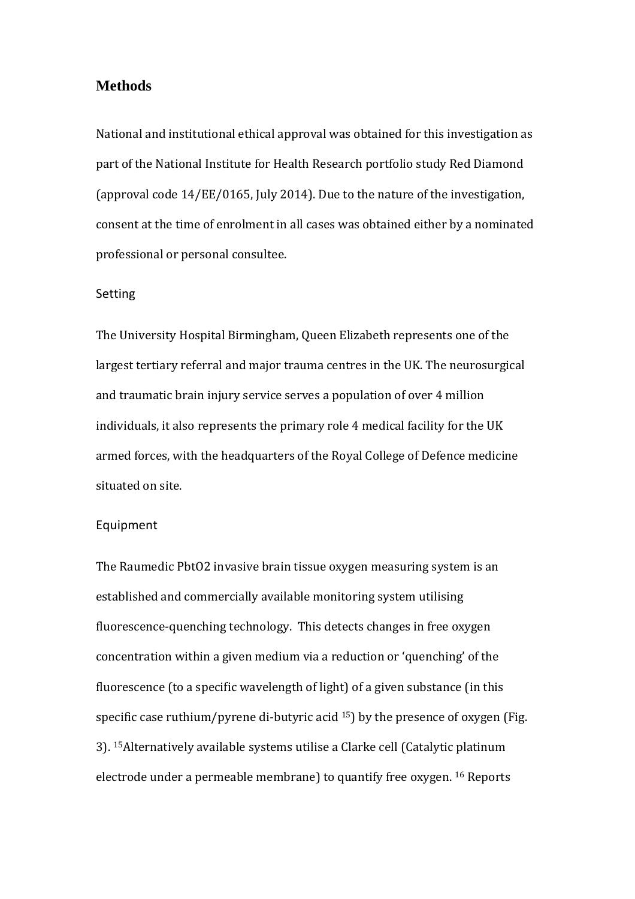## Methods

National and institutional ethical approval was obtained for this investigation as part of the National Institute for Health Research portfolio study Red Diamond (approval code 14/EE/0165, July 2014). Due to the nature of the investigation, consent at the time of enrolment in all cases was obtained either by a nominated professional or personal consultee.

### Setting

The University Hospital Birmingham, Queen Elizabeth represents one of the largest tertiary referral and major trauma centres in the UK. The neurosurgical and traumatic brain injury service serves a population of over 4 million individuals, it also represents the primary role 4 medical facility for the UK armed forces, with the headquarters of the Royal College of Defence medicine situated on site.

### Equipment

The Raumedic PbtO2 invasive brain tissue oxygen measuring system is an established and commercially available monitoring system utilising fluorescence-quenching technology. This detects changes in free oxygen concentration within a given medium via a reduction or 'quenching' of the fluorescence (to a specific wavelength of light) of a given substance (in this specific case ruthium/pyrene di-butyric acid [15]) by the presence of oxygen (Fig. 3). [15]Alternatively available systems utilise a Clarke cell (Catalytic platinum electrode under a permeable membrane) to quantify free oxygen. [16] Reports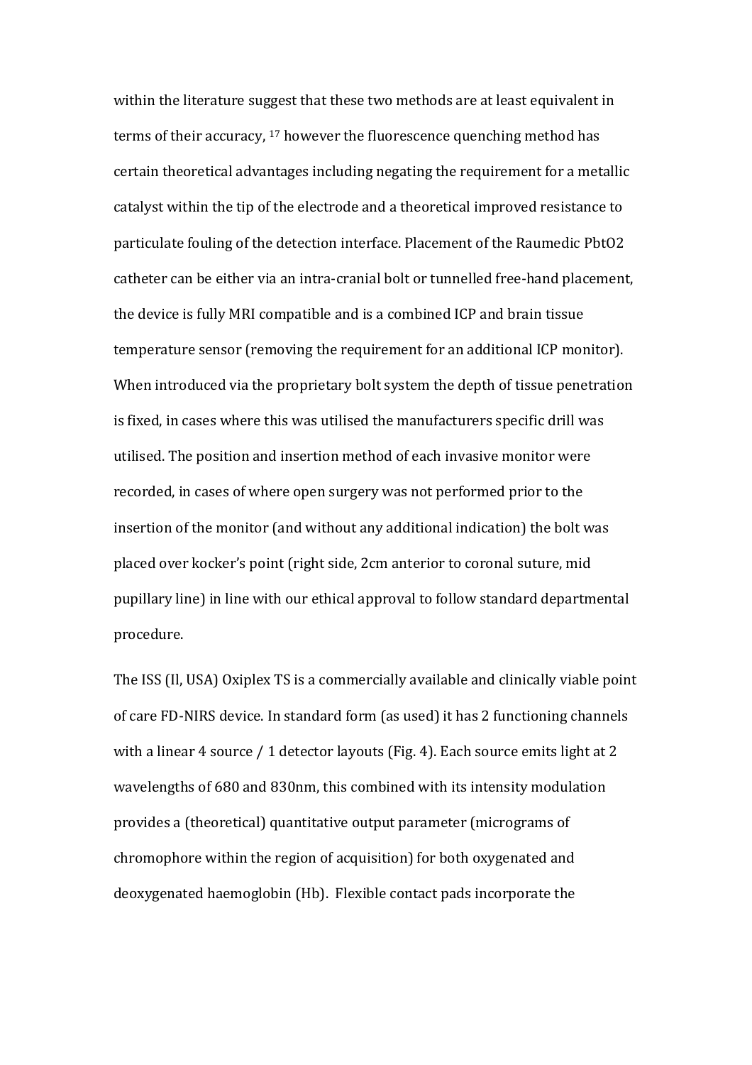within the literature suggest that these two methods are at least equivalent in terms of their accuracy, [17] however the fluorescence quenching method has certain theoretical advantages including negating the requirement for a metallic catalyst within the tip of the electrode and a theoretical improved resistance to particulate fouling of the detection interface. Placement of the Raumedic PbtO2 catheter can be either via an intra-cranial bolt or tunnelled free-hand placement, the device is fully MRI compatible and is a combined ICP and brain tissue temperature sensor (removing the requirement for an additional ICP monitor). When introduced via the proprietary bolt system the depth of tissue penetration is fixed, in cases where this was utilised the manufacturers specific drill was utilised. The position and insertion method of each invasive monitor were recorded, in cases of where open surgery was not performed prior to the insertion of the monitor (and without any additional indication) the bolt was placed over kocker's point (right side, 2cm anterior to coronal suture, mid pupillary line) in line with our ethical approval to follow standard departmental procedure.

The ISS (Il, USA) Oxiplex TS is a commercially available and clinically viable point of care FD-NIRS device. In standard form (as used) it has 2 functioning channels with a linear 4 source / 1 detector layouts (Fig. 4). Each source emits light at 2 wavelengths of 680 and 830nm, this combined with its intensity modulation provides a (theoretical) quantitative output parameter (micrograms of chromophore within the region of acquisition) for both oxygenated and deoxygenated haemoglobin (Hb). Flexible contact pads incorporate the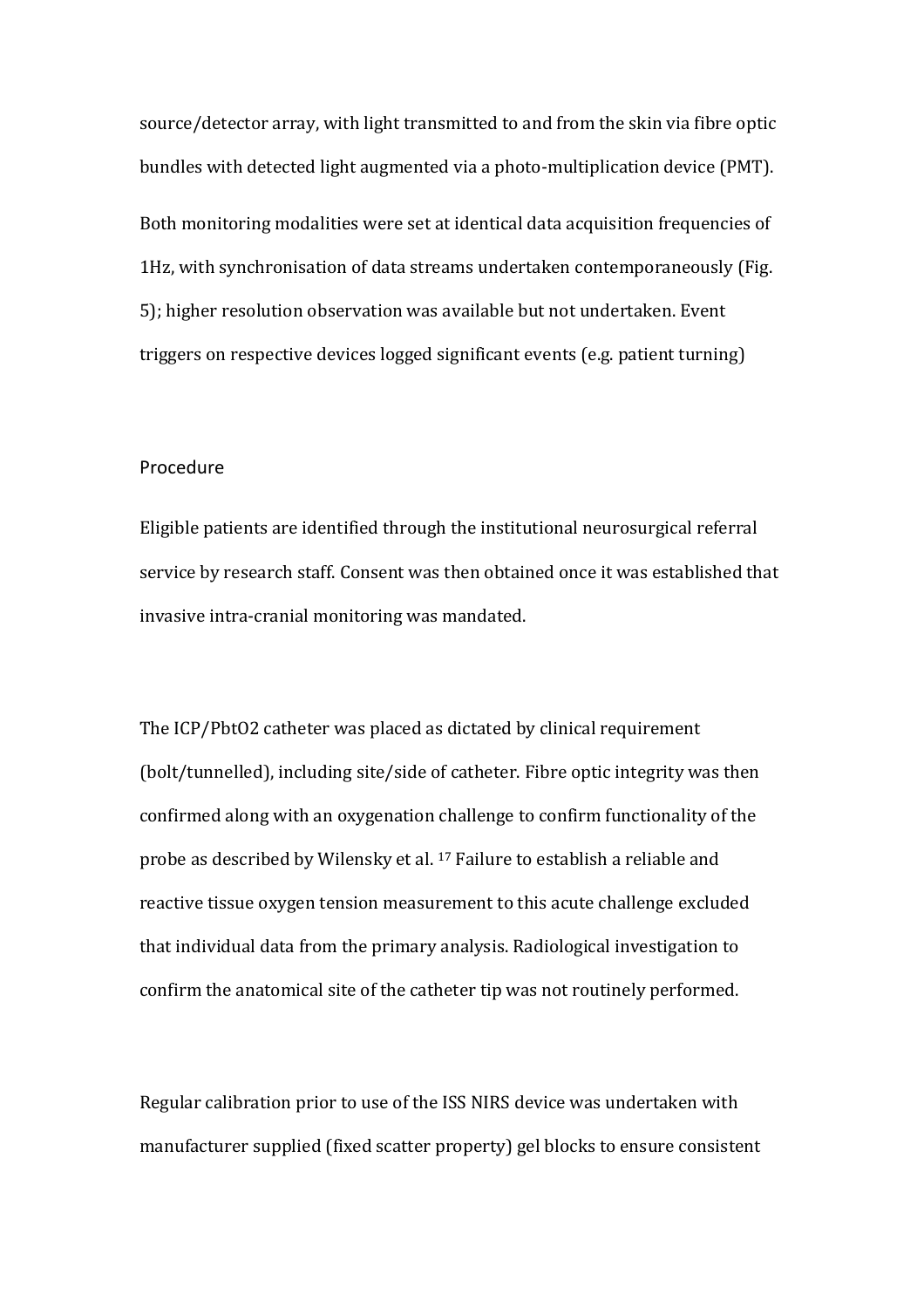source/detector array, with light transmitted to and from the skin via fibre optic bundles with detected light augmented via a photo-multiplication device (PMT).

Both monitoring modalities were set at identical data acquisition frequencies of 1Hz, with synchronisation of data streams undertaken contemporaneously (Fig. 5); higher resolution observation was available but not undertaken. Event triggers on respective devices logged significant events (e.g. patient turning)

## Procedure

Eligible patients are identified through the institutional neurosurgical referral service by research staff. Consent was then obtained once it was established that invasive intra-cranial monitoring was mandated.

The ICP/PbtO2 catheter was placed as dictated by clinical requirement (bolt/tunnelled), including site/side of catheter. Fibre optic integrity was then confirmed along with an oxygenation challenge to confirm functionality of the probe as described by Wilensky et al. [17] Failure to establish a reliable and reactive tissue oxygen tension measurement to this acute challenge excluded that individual data from the primary analysis. Radiological investigation to confirm the anatomical site of the catheter tip was not routinely performed.

Regular calibration prior to use of the ISS NIRS device was undertaken with manufacturer supplied (fixed scatter property) gel blocks to ensure consistent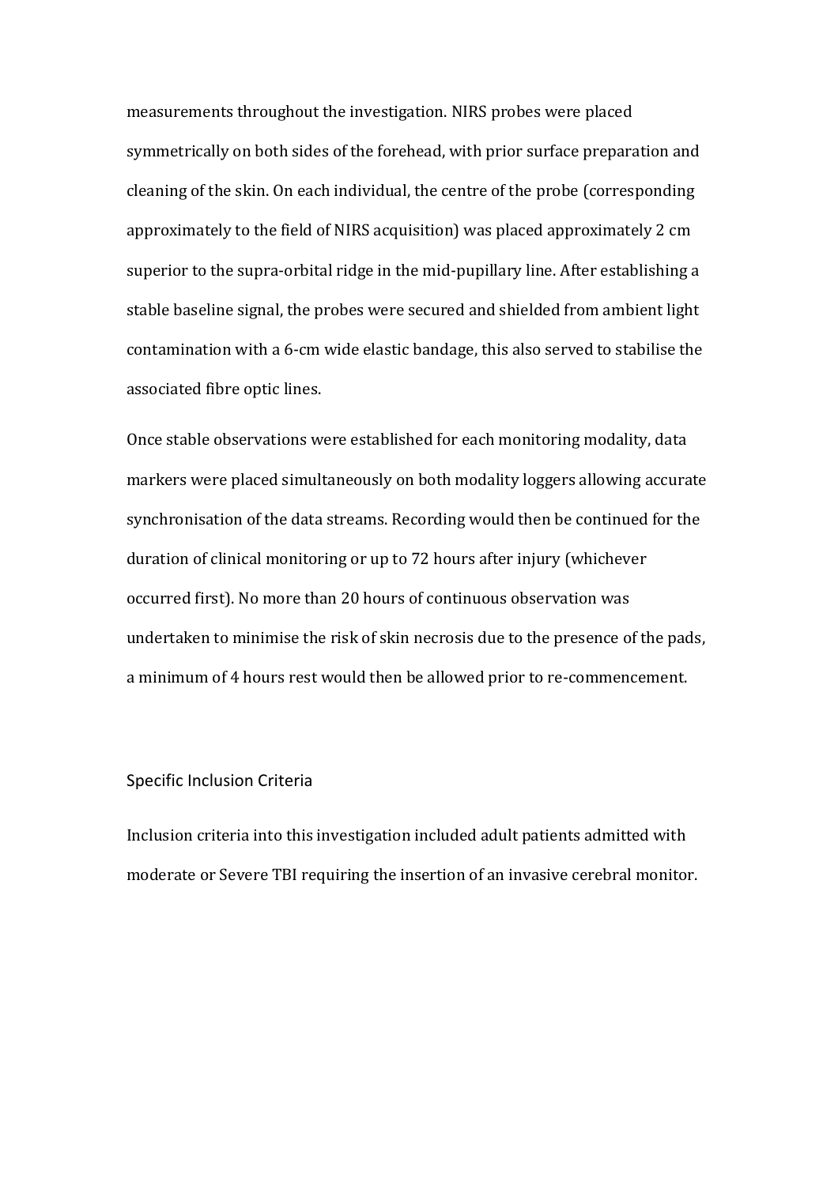measurements throughout the investigation. NIRS probes were placed symmetrically on both sides of the forehead, with prior surface preparation and cleaning of the skin. On each individual, the centre of the probe (corresponding approximately to the field of NIRS acquisition) was placed approximately 2 cm superior to the supra-orbital ridge in the mid-pupillary line. After establishing a stable baseline signal, the probes were secured and shielded from ambient light contamination with a 6-cm wide elastic bandage, this also served to stabilise the associated fibre optic lines.

Once stable observations were established for each monitoring modality, data markers were placed simultaneously on both modality loggers allowing accurate synchronisation of the data streams. Recording would then be continued for the duration of clinical monitoring or up to 72 hours after injury (whichever occurred first). No more than 20 hours of continuous observation was undertaken to minimise the risk of skin necrosis due to the presence of the pads, a minimum of 4 hours rest would then be allowed prior to re-commencement.

## Specific Inclusion Criteria

Inclusion criteria into this investigation included adult patients admitted with moderate or Severe TBI requiring the insertion of an invasive cerebral monitor.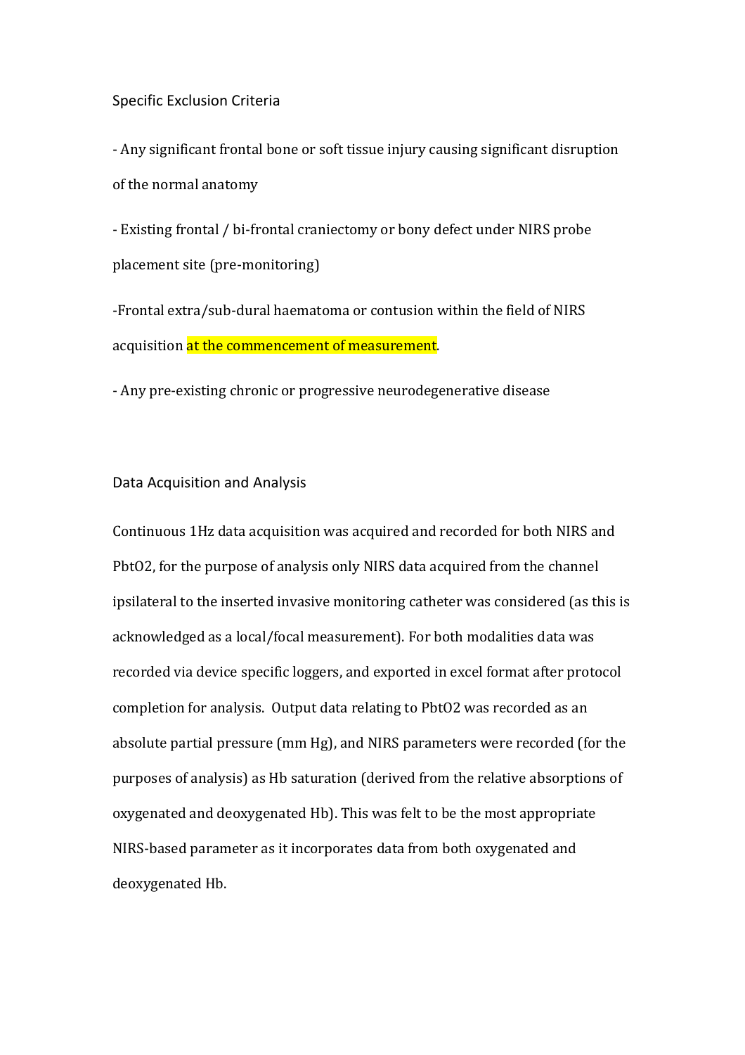## Specific Exclusion Criteria

- Any significant frontal bone or soft tissue injury causing significant disruption of the normal anatomy
- Existing frontal / bi-frontal craniectomy or bony defect under NIRS probe placement site (pre-monitoring)
- Frontal extra/sub-dural haematoma or contusion within the field of NIRS acquisition at the commencement of measurement.
- Any pre-existing chronic or progressive neurodegenerative disease

## Data Acquisition and Analysis

Continuous 1Hz data acquisition was acquired and recorded for both NIRS and PbtO2, for the purpose of analysis only NIRS data acquired from the channel ipsilateral to the inserted invasive monitoring catheter was considered (as this is acknowledged as a local/focal measurement). For both modalities data was recorded via device specific loggers, and exported in excel format after protocol completion for analysis. Output data relating to PbtO2 was recorded as an absolute partial pressure (mm Hg), and NIRS parameters were recorded (for the purposes of analysis) as Hb saturation (derived from the relative absorptions of oxygenated and deoxygenated Hb). This was felt to be the most appropriate NIRS-based parameter as it incorporates data from both oxygenated and deoxygenated Hb.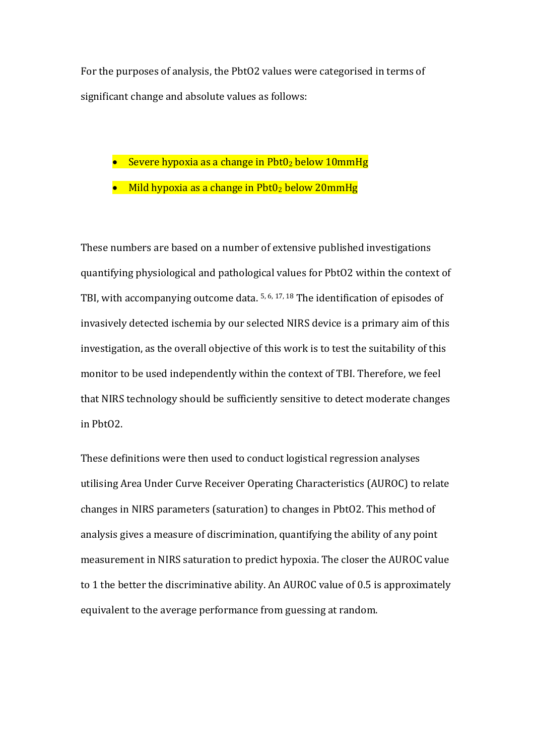For the purposes of analysis, the PbtO2 values were categorised in terms of significant change and absolute values as follows:

- Severe hypoxia as a change in $Pbt0_2$ below 10mmHg
- Mild hypoxia as a change in $Pbt0_2$ below 20mmHg

These numbers are based on a number of extensive published investigations quantifying physiological and pathological values for PbtO2 within the context of TBI, with accompanying outcome data. [5, 6, 17, 18] The identification of episodes of invasively detected ischemia by our selected NIRS device is a primary aim of this investigation, as the overall objective of this work is to test the suitability of this monitor to be used independently within the context of TBI. Therefore, we feel that NIRS technology should be sufficiently sensitive to detect moderate changes in PbtO2.

These definitions were then used to conduct logistical regression analyses utilising Area Under Curve Receiver Operating Characteristics (AUROC) to relate changes in NIRS parameters (saturation) to changes in PbtO2. This method of analysis gives a measure of discrimination, quantifying the ability of any point measurement in NIRS saturation to predict hypoxia. The closer the AUROC value to 1 the better the discriminative ability. An AUROC value of 0.5 is approximately equivalent to the average performance from guessing at random.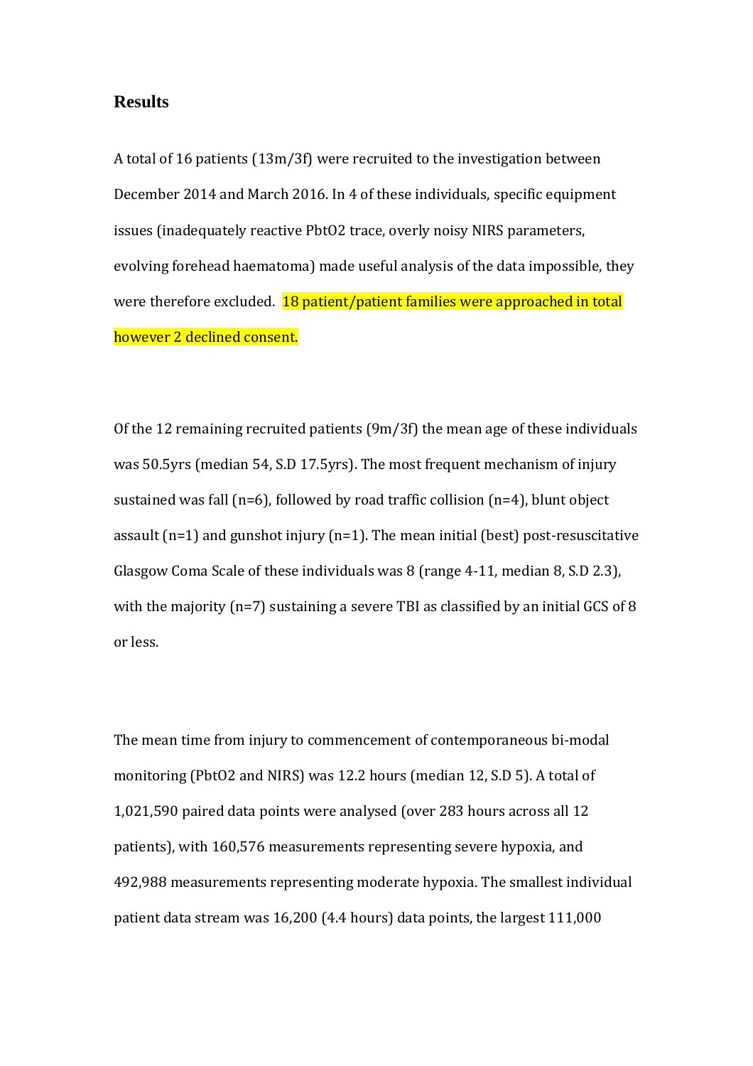## Results

A total of 16 patients (13m/3f) were recruited to the investigation between December 2014 and March 2016. In 4 of these individuals, specific equipment issues (inadequately reactive PbtO2 trace, overly noisy NIRS parameters, evolving forehead haematoma) made useful analysis of the data impossible, they were therefore excluded. 18 patient/patient families were approached in total however 2 declined consent.

Of the 12 remaining recruited patients (9m/3f) the mean age of these individuals was 50.5yrs (median 54, S.D 17.5yrs). The most frequent mechanism of injury sustained was fall (n=6), followed by road traffic collision (n=4), blunt object assault (n=1) and gunshot injury (n=1). The mean initial (best) post-resuscitative Glasgow Coma Scale of these individuals was 8 (range 4-11, median 8, S.D 2.3), with the majority (n=7) sustaining a severe TBI as classified by an initial GCS of 8 or less.

The mean time from injury to commencement of contemporaneous bi-modal monitoring (PbtO2 and NIRS) was 12.2 hours (median 12, S.D 5). A total of 1,021,590 paired data points were analysed (over 283 hours across all 12 patients), with 160,576 measurements representing severe hypoxia, and 492,988 measurements representing moderate hypoxia. The smallest individual patient data stream was 16,200 (4.4 hours) data points, the largest 111,000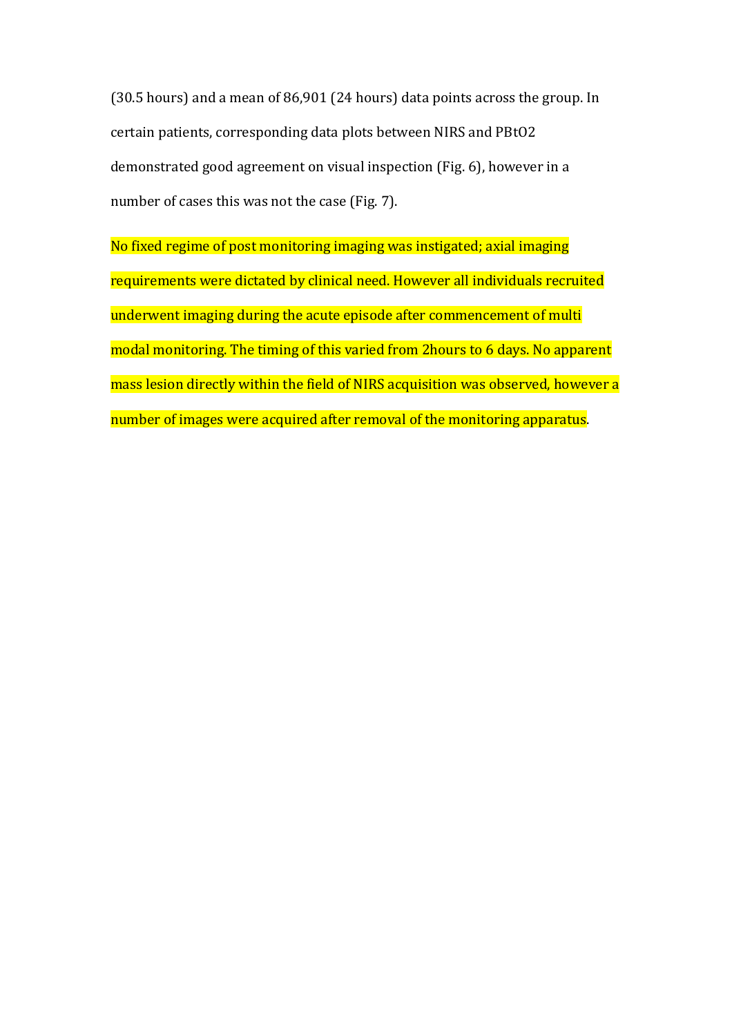(30.5 hours) and a mean of 86,901 (24 hours) data points across the group. In certain patients, corresponding data plots between NIRS and PBtO2 demonstrated good agreement on visual inspection (Fig. 6), however in a number of cases this was not the case (Fig. 7).

No fixed regime of post monitoring imaging was instigated; axial imaging requirements were dictated by clinical need. However all individuals recruited underwent imaging during the acute episode after commencement of multi modal monitoring. The timing of this varied from 2hours to 6 days. No apparent mass lesion directly within the field of NIRS acquisition was observed, however a number of images were acquired after removal of the monitoring apparatus.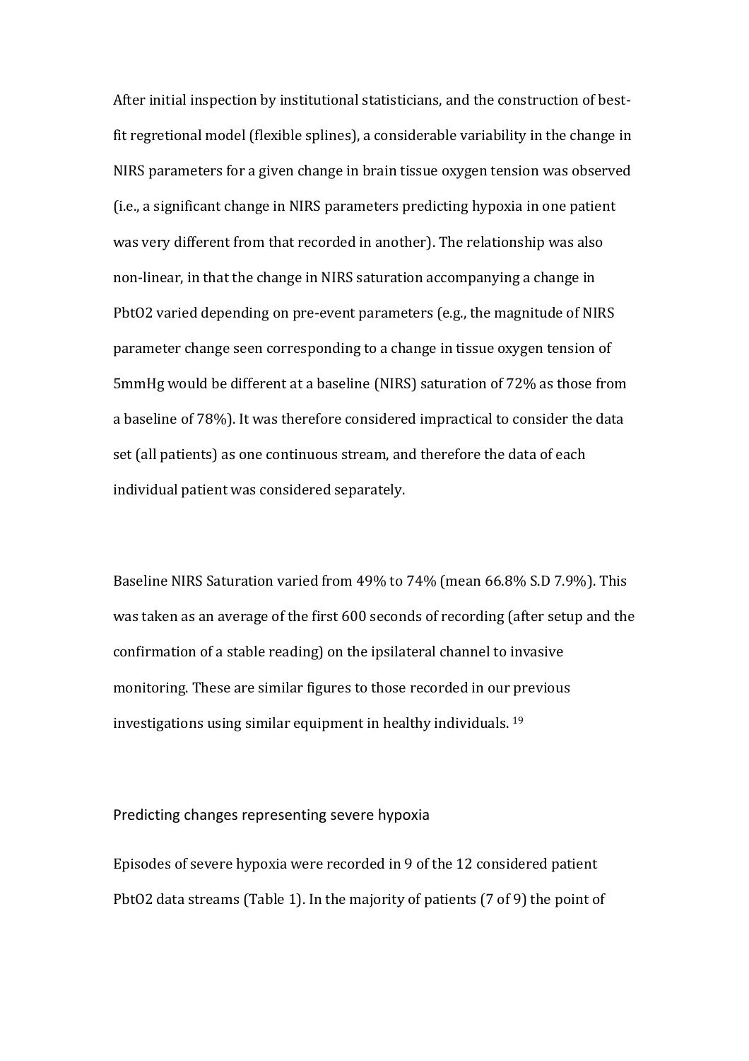After initial inspection by institutional statisticians, and the construction of best-fit regretional model (flexible splines), a considerable variability in the change in NIRS parameters for a given change in brain tissue oxygen tension was observed (i.e., a significant change in NIRS parameters predicting hypoxia in one patient was very different from that recorded in another). The relationship was also non-linear, in that the change in NIRS saturation accompanying a change in PbtO2 varied depending on pre-event parameters (e.g., the magnitude of NIRS parameter change seen corresponding to a change in tissue oxygen tension of 5mmHg would be different at a baseline (NIRS) saturation of 72% as those from a baseline of 78%). It was therefore considered impractical to consider the data set (all patients) as one continuous stream, and therefore the data of each individual patient was considered separately.

Baseline NIRS Saturation varied from 49% to 74% (mean 66.8% S.D 7.9%). This was taken as an average of the first 600 seconds of recording (after setup and the confirmation of a stable reading) on the ipsilateral channel to invasive monitoring. These are similar figures to those recorded in our previous investigations using similar equipment in healthy individuals. [19]

## Predicting changes representing severe hypoxia

Episodes of severe hypoxia were recorded in 9 of the 12 considered patient PbtO2 data streams (Table 1). In the majority of patients (7 of 9) the point of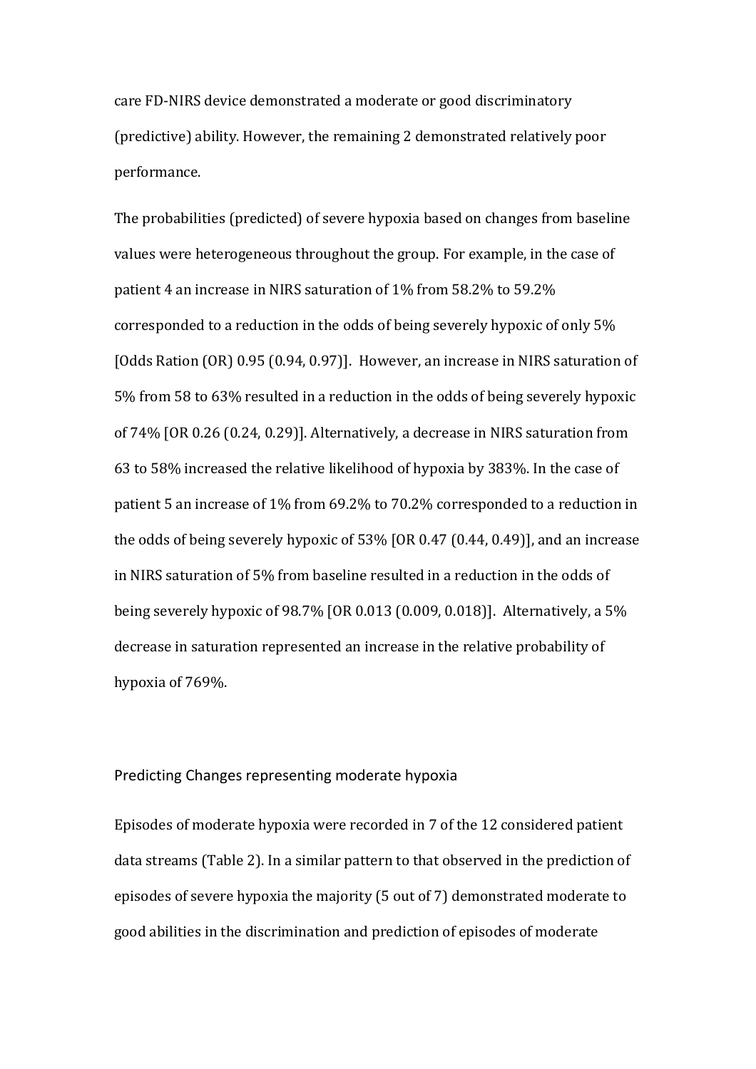care FD-NIRS device demonstrated a moderate or good discriminatory (predictive) ability. However, the remaining 2 demonstrated relatively poor performance.

The probabilities (predicted) of severe hypoxia based on changes from baseline values were heterogeneous throughout the group. For example, in the case of patient 4 an increase in NIRS saturation of 1% from 58.2% to 59.2% corresponded to a reduction in the odds of being severely hypoxic of only 5% [Odds Ration (OR) 0.95 (0.94, 0.97)]. However, an increase in NIRS saturation of 5% from 58 to 63% resulted in a reduction in the odds of being severely hypoxic of 74% [OR 0.26 (0.24, 0.29)]. Alternatively, a decrease in NIRS saturation from 63 to 58% increased the relative likelihood of hypoxia by 383%. In the case of patient 5 an increase of 1% from 69.2% to 70.2% corresponded to a reduction in the odds of being severely hypoxic of 53% [OR 0.47 (0.44, 0.49)], and an increase in NIRS saturation of 5% from baseline resulted in a reduction in the odds of being severely hypoxic of 98.7% [OR 0.013 (0.009, 0.018)]. Alternatively, a 5% decrease in saturation represented an increase in the relative probability of hypoxia of 769%.

## Predicting Changes representing moderate hypoxia

Episodes of moderate hypoxia were recorded in 7 of the 12 considered patient data streams (Table 2). In a similar pattern to that observed in the prediction of episodes of severe hypoxia the majority (5 out of 7) demonstrated moderate to good abilities in the discrimination and prediction of episodes of moderate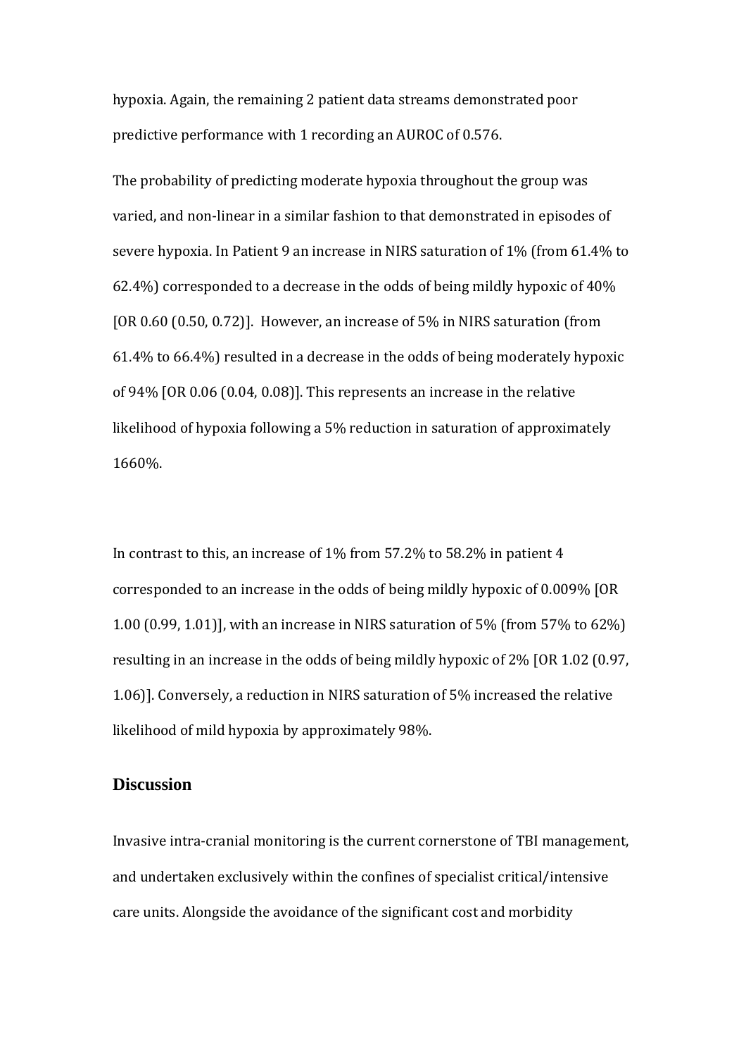hypoxia. Again, the remaining 2 patient data streams demonstrated poor predictive performance with 1 recording an AUROC of 0.576.

The probability of predicting moderate hypoxia throughout the group was varied, and non-linear in a similar fashion to that demonstrated in episodes of severe hypoxia. In Patient 9 an increase in NIRS saturation of 1% (from 61.4% to 62.4%) corresponded to a decrease in the odds of being mildly hypoxic of 40% [OR 0.60 (0.50, 0.72)]. However, an increase of 5% in NIRS saturation (from 61.4% to 66.4%) resulted in a decrease in the odds of being moderately hypoxic of 94% [OR 0.06 (0.04, 0.08)]. This represents an increase in the relative likelihood of hypoxia following a 5% reduction in saturation of approximately 1660%.

In contrast to this, an increase of 1% from 57.2% to 58.2% in patient 4 corresponded to an increase in the odds of being mildly hypoxic of 0.009% [OR 1.00 (0.99, 1.01)], with an increase in NIRS saturation of 5% (from 57% to 62%) resulting in an increase in the odds of being mildly hypoxic of 2% [OR 1.02 (0.97, 1.06)]. Conversely, a reduction in NIRS saturation of 5% increased the relative likelihood of mild hypoxia by approximately 98%.

## Discussion

Invasive intra-cranial monitoring is the current cornerstone of TBI management, and undertaken exclusively within the confines of specialist critical/intensive care units. Alongside the avoidance of the significant cost and morbidity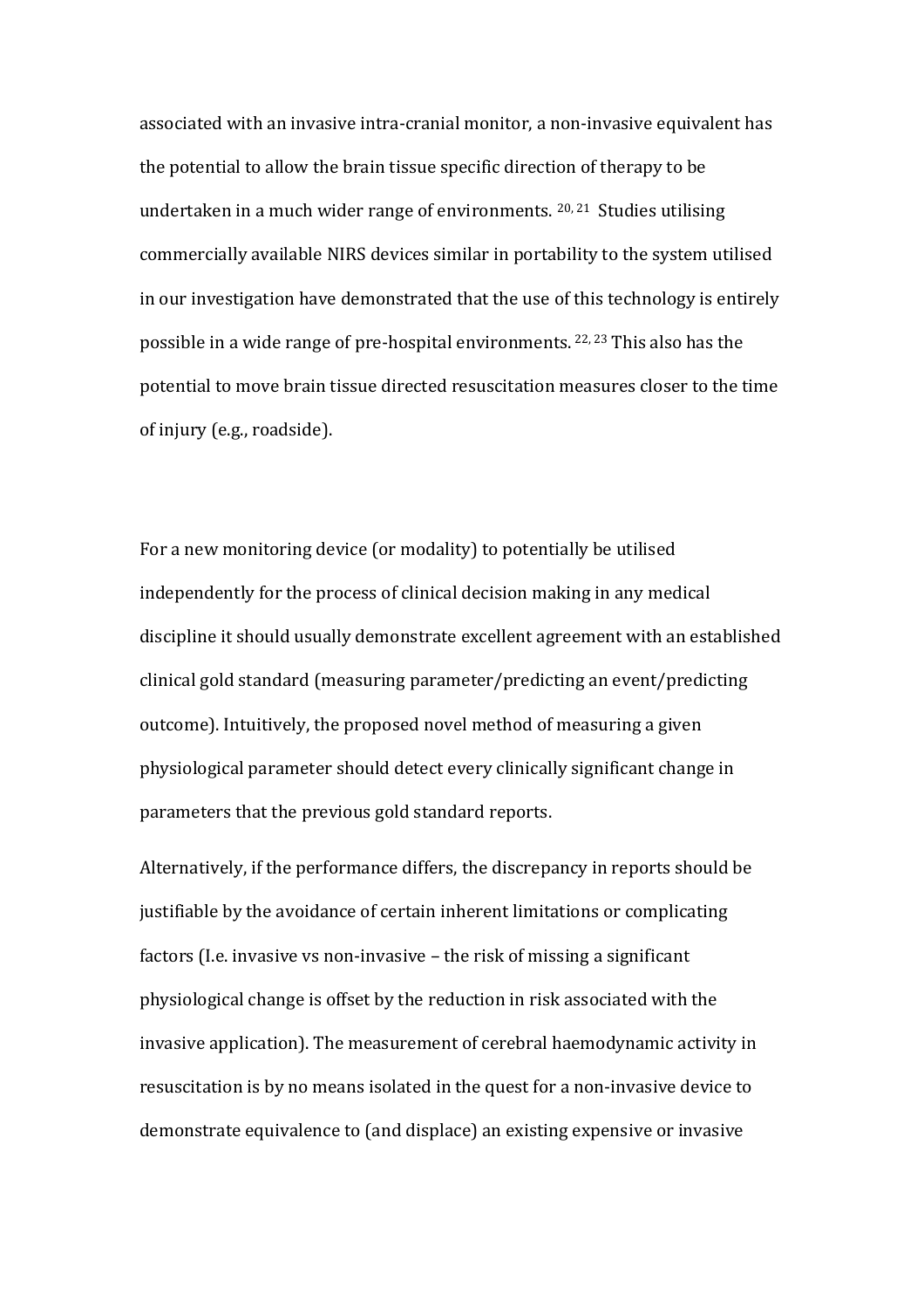associated with an invasive intra-cranial monitor, a non-invasive equivalent has the potential to allow the brain tissue specific direction of therapy to be undertaken in a much wider range of environments. [20, 21] Studies utilising commercially available NIRS devices similar in portability to the system utilised in our investigation have demonstrated that the use of this technology is entirely possible in a wide range of pre-hospital environments. [22, 23] This also has the potential to move brain tissue directed resuscitation measures closer to the time of injury (e.g., roadside).

For a new monitoring device (or modality) to potentially be utilised independently for the process of clinical decision making in any medical discipline it should usually demonstrate excellent agreement with an established clinical gold standard (measuring parameter/predicting an event/predicting outcome). Intuitively, the proposed novel method of measuring a given physiological parameter should detect every clinically significant change in parameters that the previous gold standard reports.

Alternatively, if the performance differs, the discrepancy in reports should be justifiable by the avoidance of certain inherent limitations or complicating factors (I.e. invasive vs non-invasive – the risk of missing a significant physiological change is offset by the reduction in risk associated with the invasive application). The measurement of cerebral haemodynamic activity in resuscitation is by no means isolated in the quest for a non-invasive device to demonstrate equivalence to (and displace) an existing expensive or invasive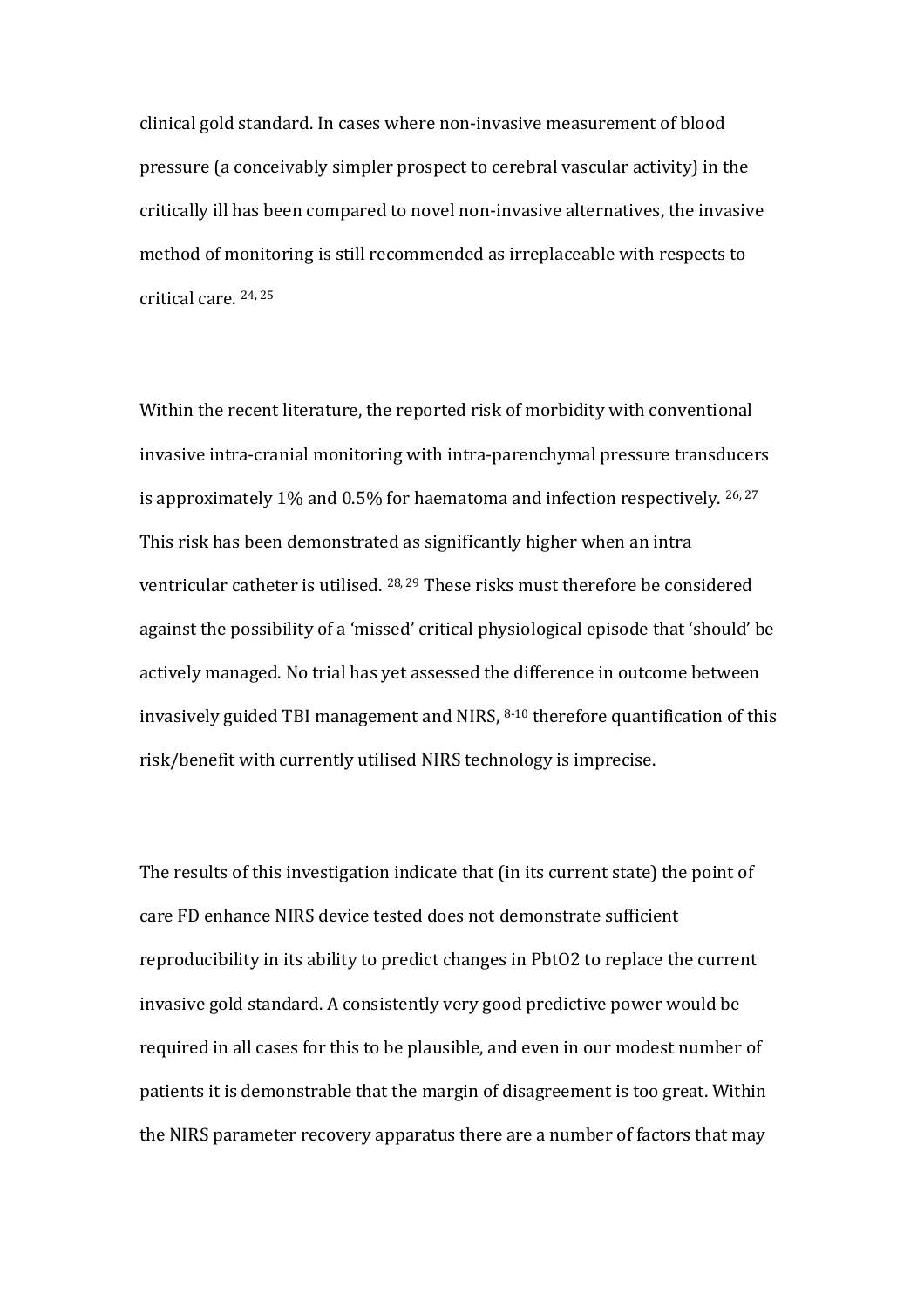clinical gold standard. In cases where non-invasive measurement of blood pressure (a conceivably simpler prospect to cerebral vascular activity) in the critically ill has been compared to novel non-invasive alternatives, the invasive method of monitoring is still recommended as irreplaceable with respects to critical care. [24, 25]

Within the recent literature, the reported risk of morbidity with conventional invasive intra-cranial monitoring with intra-parenchymal pressure transducers is approximately 1% and 0.5% for haematoma and infection respectively. [26, 27] This risk has been demonstrated as significantly higher when an intra ventricular catheter is utilised. [28, 29] These risks must therefore be considered against the possibility of a 'missed' critical physiological episode that 'should' be actively managed. No trial has yet assessed the difference in outcome between invasively guided TBI management and NIRS, [8-10] therefore quantification of this risk/benefit with currently utilised NIRS technology is imprecise.

The results of this investigation indicate that (in its current state) the point of care FD enhance NIRS device tested does not demonstrate sufficient reproducibility in its ability to predict changes in PbtO2 to replace the current invasive gold standard. A consistently very good predictive power would be required in all cases for this to be plausible, and even in our modest number of patients it is demonstrable that the margin of disagreement is too great. Within the NIRS parameter recovery apparatus there are a number of factors that may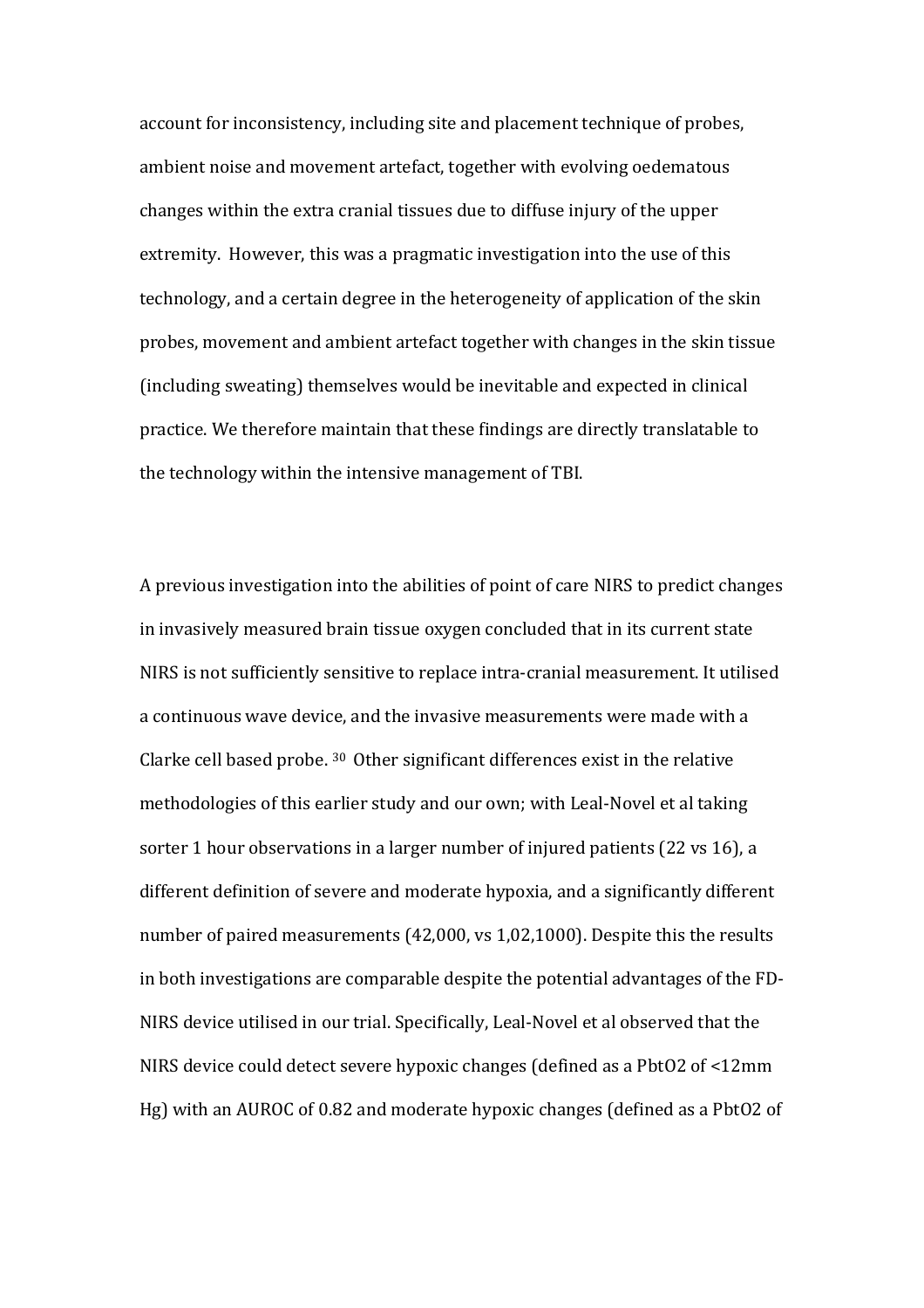account for inconsistency, including site and placement technique of probes, ambient noise and movement artefact, together with evolving oedematous changes within the extra cranial tissues due to diffuse injury of the upper extremity. However, this was a pragmatic investigation into the use of this technology, and a certain degree in the heterogeneity of application of the skin probes, movement and ambient artefact together with changes in the skin tissue (including sweating) themselves would be inevitable and expected in clinical practice. We therefore maintain that these findings are directly translatable to the technology within the intensive management of TBI.

A previous investigation into the abilities of point of care NIRS to predict changes in invasively measured brain tissue oxygen concluded that in its current state NIRS is not sufficiently sensitive to replace intra-cranial measurement. It utilised a continuous wave device, and the invasive measurements were made with a Clarke cell based probe. [30] Other significant differences exist in the relative methodologies of this earlier study and our own; with Leal-Novel et al taking sorter 1 hour observations in a larger number of injured patients (22 vs 16), a different definition of severe and moderate hypoxia, and a significantly different number of paired measurements (42,000, vs 1,02,1000). Despite this the results in both investigations are comparable despite the potential advantages of the FD-NIRS device utilised in our trial. Specifically, Leal-Novel et al observed that the NIRS device could detect severe hypoxic changes (defined as a $PbtO_2$ of <12mm Hg) with an AUROC of 0.82 and moderate hypoxic changes (defined as a $PbtO_2$ of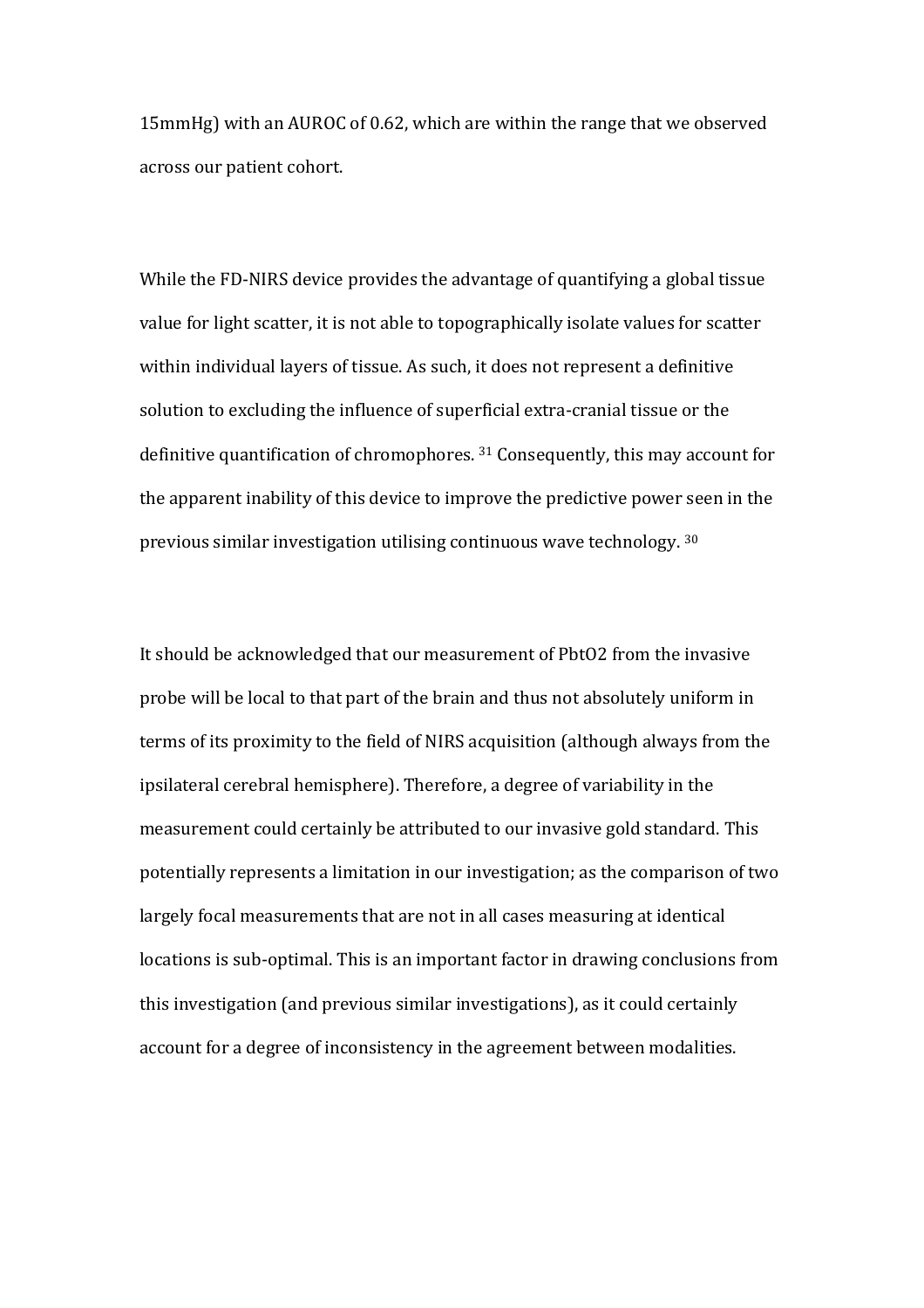15mmHg) with an AUROC of 0.62, which are within the range that we observed across our patient cohort.

While the FD-NIRS device provides the advantage of quantifying a global tissue value for light scatter, it is not able to topographically isolate values for scatter within individual layers of tissue. As such, it does not represent a definitive solution to excluding the influence of superficial extra-cranial tissue or the definitive quantification of chromophores. [31] Consequently, this may account for the apparent inability of this device to improve the predictive power seen in the previous similar investigation utilising continuous wave technology. [30]

It should be acknowledged that our measurement of PbtO2 from the invasive probe will be local to that part of the brain and thus not absolutely uniform in terms of its proximity to the field of NIRS acquisition (although always from the ipsilateral cerebral hemisphere). Therefore, a degree of variability in the measurement could certainly be attributed to our invasive gold standard. This potentially represents a limitation in our investigation; as the comparison of two largely focal measurements that are not in all cases measuring at identical locations is sub-optimal. This is an important factor in drawing conclusions from this investigation (and previous similar investigations), as it could certainly account for a degree of inconsistency in the agreement between modalities.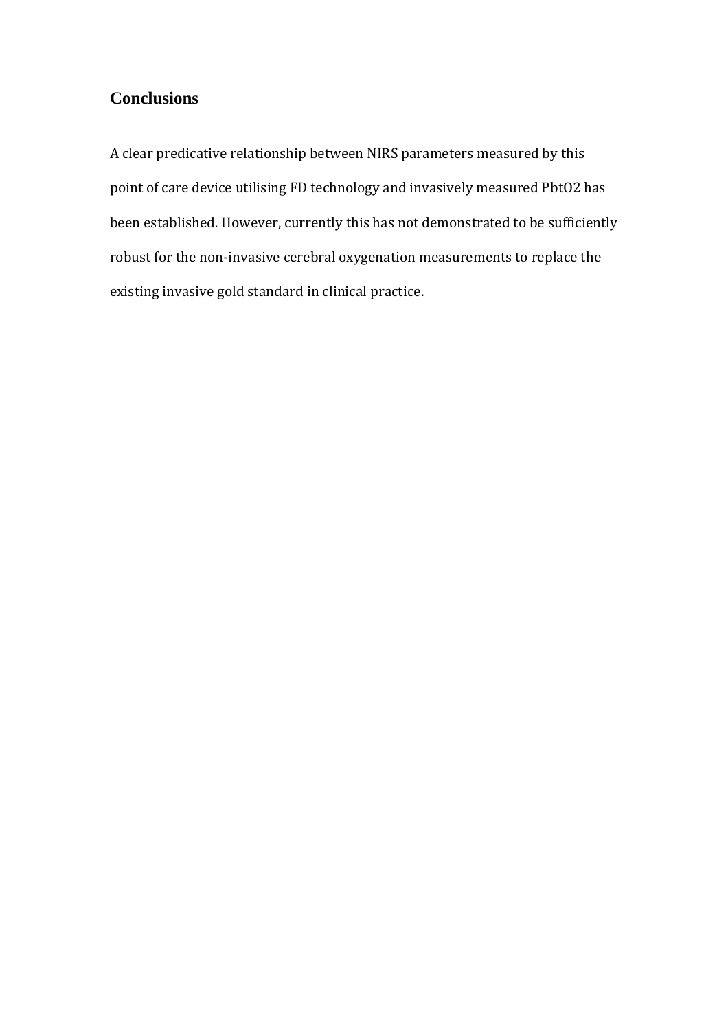## Conclusions

A clear predicative relationship between NIRS parameters measured by this point of care device utilising FD technology and invasively measured PbtO2 has been established. However, currently this has not demonstrated to be sufficiently robust for the non-invasive cerebral oxygenation measurements to replace the existing invasive gold standard in clinical practice.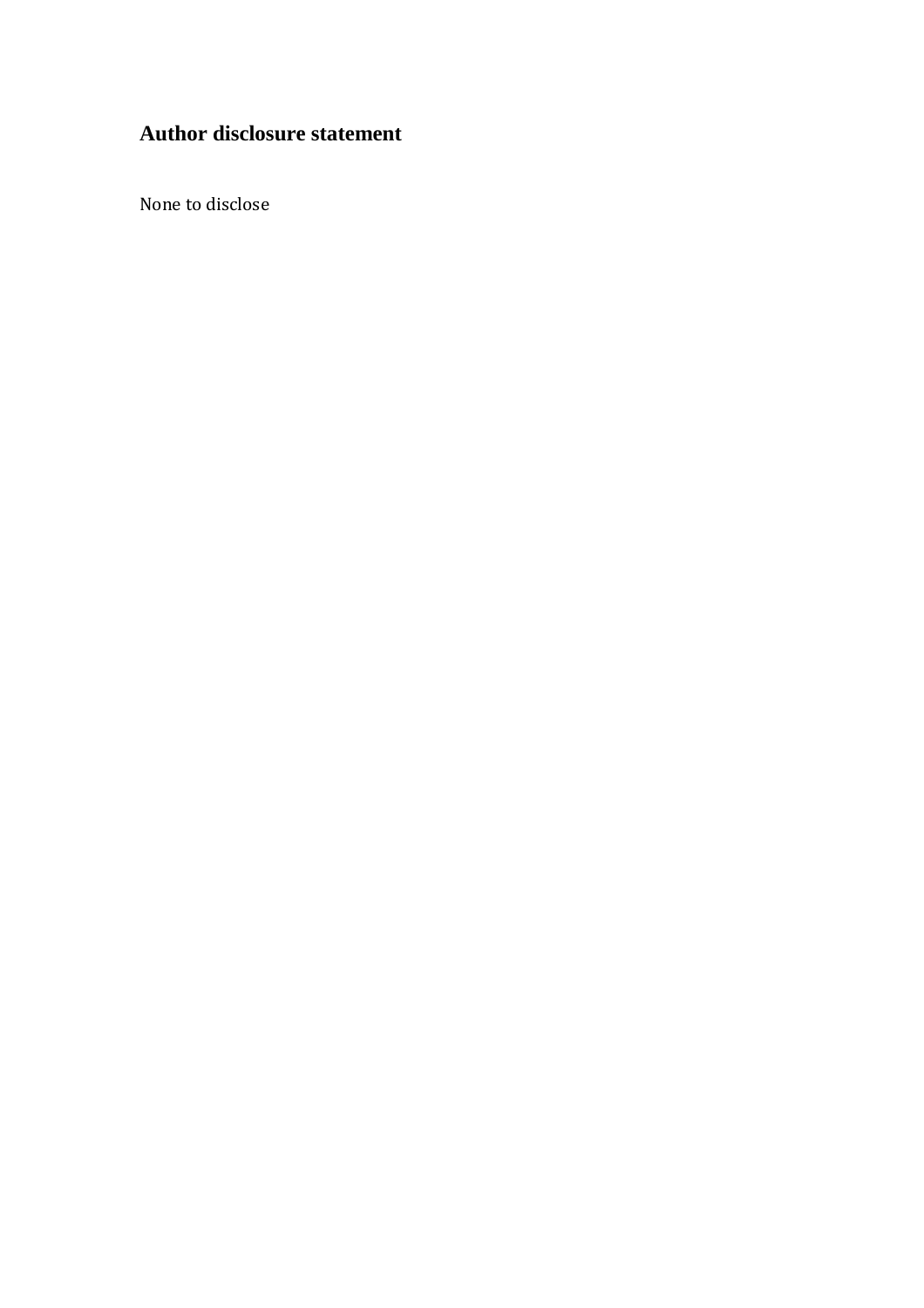## Author disclosure statement

None to disclose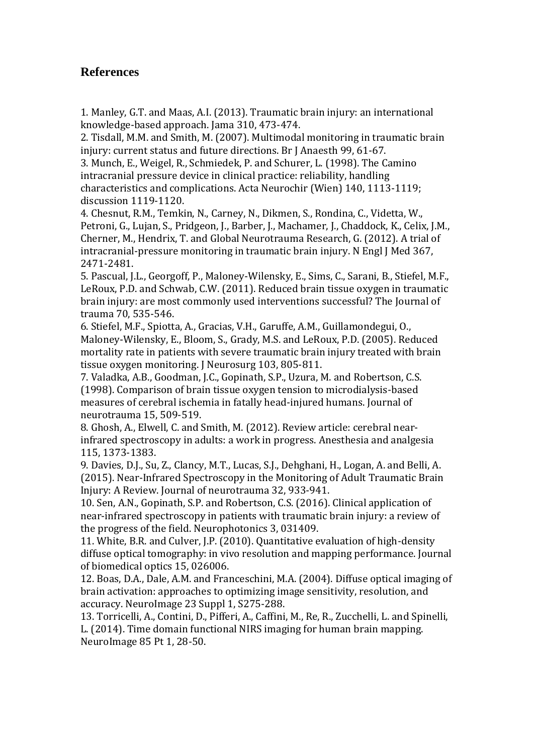## References

1. Manley, G.T. and Maas, A.I. (2013). Traumatic brain injury: an international knowledge-based approach. Jama 310, 473-474.
2. Tisdall, M.M. and Smith, M. (2007). Multimodal monitoring in traumatic brain injury: current status and future directions. Br J Anaesth 99, 61-67.
3. Munch, E., Weigel, R., Schmiedek, P. and Schurer, L. (1998). The Camino intracranial pressure device in clinical practice: reliability, handling characteristics and complications. Acta Neurochir (Wien) 140, 1113-1119; discussion 1119-1120.
4. Chesnut, R.M., Temkin, N., Carney, N., Dikmen, S., Rondina, C., Videtta, W., Petroni, G., Lujan, S., Pridgeon, J., Barber, J., Machamer, J., Chaddock, K., Celix, J.M., Cherner, M., Hendrix, T. and Global Neurotrauma Research, G. (2012). A trial of intracranial-pressure monitoring in traumatic brain injury. N Engl J Med 367, 2471-2481.
5. Pascual, J.L., Georgoff, P., Maloney-Wilensky, E., Sims, C., Sarani, B., Stiefel, M.F., LeRoux, P.D. and Schwab, C.W. (2011). Reduced brain tissue oxygen in traumatic brain injury: are most commonly used interventions successful? The Journal of trauma 70, 535-546.
6. Stiefel, M.F., Spiotta, A., Gracias, V.H., Garuffe, A.M., Guillamondegui, O., Maloney-Wilensky, E., Bloom, S., Grady, M.S. and LeRoux, P.D. (2005). Reduced mortality rate in patients with severe traumatic brain injury treated with brain tissue oxygen monitoring. J Neurosurg 103, 805-811.
7. Valadka, A.B., Goodman, J.C., Gopinath, S.P., Uzura, M. and Robertson, C.S. (1998). Comparison of brain tissue oxygen tension to microdialysis-based measures of cerebral ischemia in fatally head-injured humans. Journal of neurotrauma 15, 509-519.
8. Ghosh, A., Elwell, C. and Smith, M. (2012). Review article: cerebral near-infrared spectroscopy in adults: a work in progress. Anesthesia and analgesia 115, 1373-1383.
9. Davies, D.J., Su, Z., Clancy, M.T., Lucas, S.J., Dehghani, H., Logan, A. and Belli, A. (2015). Near-Infrared Spectroscopy in the Monitoring of Adult Traumatic Brain Injury: A Review. Journal of neurotrauma 32, 933-941.
10. Sen, A.N., Gopinath, S.P. and Robertson, C.S. (2016). Clinical application of near-infrared spectroscopy in patients with traumatic brain injury: a review of the progress of the field. Neurophotonics 3, 031409.
11. White, B.R. and Culver, J.P. (2010). Quantitative evaluation of high-density diffuse optical tomography: in vivo resolution and mapping performance. Journal of biomedical optics 15, 026006.
12. Boas, D.A., Dale, A.M. and Franceschini, M.A. (2004). Diffuse optical imaging of brain activation: approaches to optimizing image sensitivity, resolution, and accuracy. NeuroImage 23 Suppl 1, S275-288.
13. Torricelli, A., Contini, D., Pifferi, A., Caffini, M., Re, R., Zucchelli, L. and Spinelli, L. (2014). Time domain functional NIRS imaging for human brain mapping. NeuroImage 85 Pt 1, 28-50.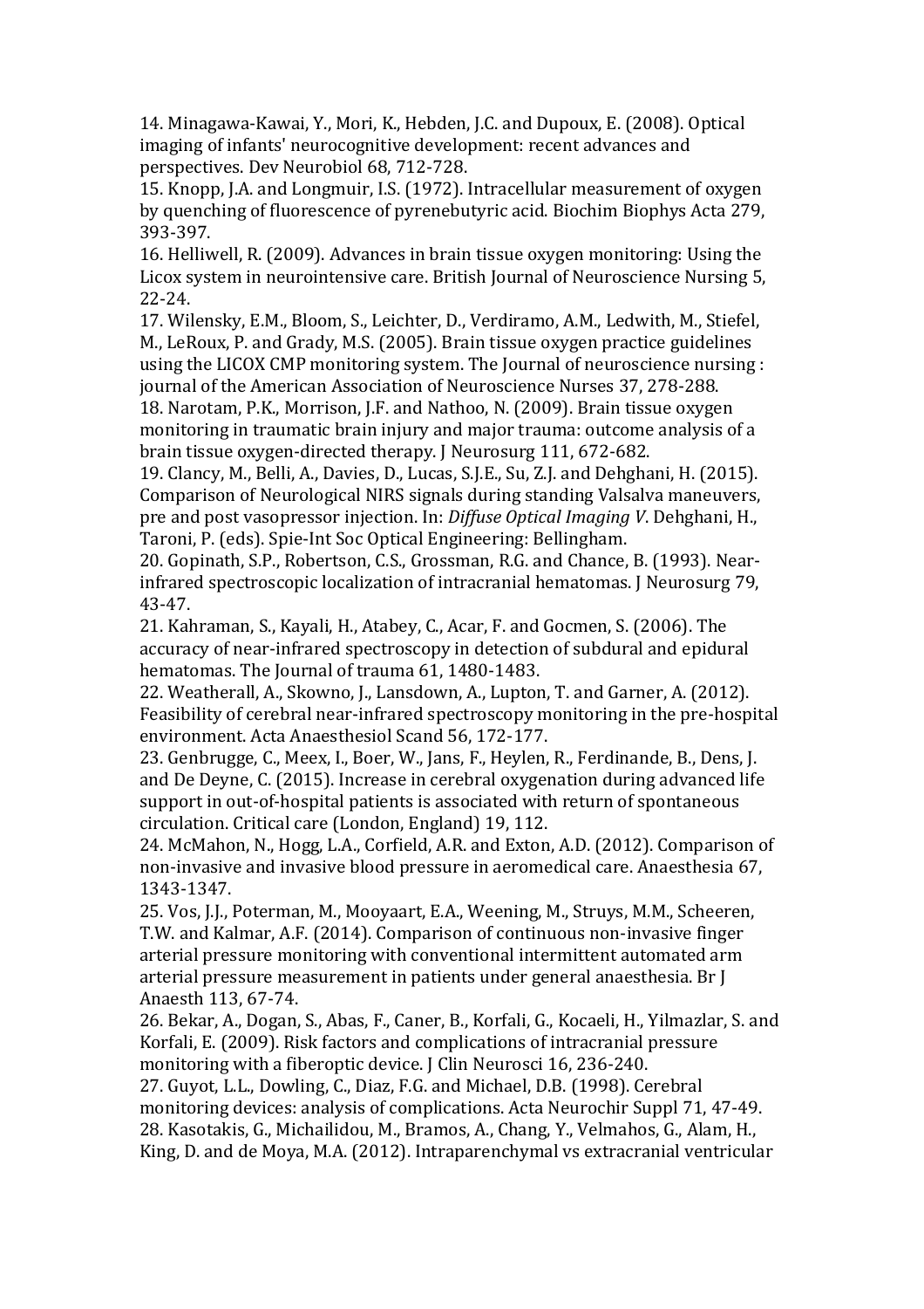14. Minagawa-Kawai, Y., Mori, K., Hebden, J.C. and Dupoux, E. (2008). Optical imaging of infants' neurocognitive development: recent advances and perspectives. Dev Neurobiol 68, 712-728.

15. Knopp, J.A. and Longmuir, I.S. (1972). Intracellular measurement of oxygen by quenching of fluorescence of pyrenebutyric acid. Biochim Biophys Acta 279, 393-397.

16. Helliwell, R. (2009). Advances in brain tissue oxygen monitoring: Using the Licox system in neurointensive care. British Journal of Neuroscience Nursing 5, 22-24.

17. Wilensky, E.M., Bloom, S., Leichter, D., Verdiramo, A.M., Ledwith, M., Stiefel, M., LeRoux, P. and Grady, M.S. (2005). Brain tissue oxygen practice guidelines using the LICOX CMP monitoring system. The Journal of neuroscience nursing : journal of the American Association of Neuroscience Nurses 37, 278-288.

18. Narotam, P.K., Morrison, J.F. and Nathoo, N. (2009). Brain tissue oxygen monitoring in traumatic brain injury and major trauma: outcome analysis of a brain tissue oxygen-directed therapy. J Neurosurg 111, 672-682.

19. Clancy, M., Belli, A., Davies, D., Lucas, S.J.E., Su, Z.J. and Dehghani, H. (2015). Comparison of Neurological NIRS signals during standing Valsalva maneuvers, pre and post vasopressor injection. In: *Diffuse Optical Imaging V*. Dehghani, H., Taroni, P. (eds). Spie-Int Soc Optical Engineering: Bellingham.

20. Gopinath, S.P., Robertson, C.S., Grossman, R.G. and Chance, B. (1993). Near-infrared spectroscopic localization of intracranial hematomas. J Neurosurg 79, 43-47.

21. Kahraman, S., Kayali, H., Atabey, C., Acar, F. and Gocmen, S. (2006). The accuracy of near-infrared spectroscopy in detection of subdural and epidural hematomas. The Journal of trauma 61, 1480-1483.

22. Weatherall, A., Skowno, J., Lansdown, A., Lupton, T. and Garner, A. (2012). Feasibility of cerebral near-infrared spectroscopy monitoring in the pre-hospital environment. Acta Anaesthesiol Scand 56, 172-177.

23. Genbrugge, C., Meex, I., Boer, W., Jans, F., Heylen, R., Ferdinande, B., Dens, J. and De Deyne, C. (2015). Increase in cerebral oxygenation during advanced life support in out-of-hospital patients is associated with return of spontaneous circulation. Critical care (London, England) 19, 112.

24. McMahon, N., Hogg, L.A., Corfield, A.R. and Exton, A.D. (2012). Comparison of non-invasive and invasive blood pressure in aeromedical care. Anaesthesia 67, 1343-1347.

25. Vos, J.J., Poterman, M., Mooyaart, E.A., Weening, M., Struys, M.M., Scheeren, T.W. and Kalmar, A.F. (2014). Comparison of continuous non-invasive finger arterial pressure monitoring with conventional intermittent automated arm arterial pressure measurement in patients under general anaesthesia. Br J Anaesth 113, 67-74.

26. Bekar, A., Dogan, S., Abas, F., Caner, B., Korfali, G., Kocaeli, H., Yilmazlar, S. and Korfali, E. (2009). Risk factors and complications of intracranial pressure monitoring with a fiberoptic device. J Clin Neurosci 16, 236-240.

27. Guyot, L.L., Dowling, C., Diaz, F.G. and Michael, D.B. (1998). Cerebral monitoring devices: analysis of complications. Acta Neurochir Suppl 71, 47-49.

28. Kasotakis, G., Michailidou, M., Bramos, A., Chang, Y., Velmahos, G., Alam, H., King, D. and de Moya, M.A. (2012). Intraparenchymal vs extracranial ventricular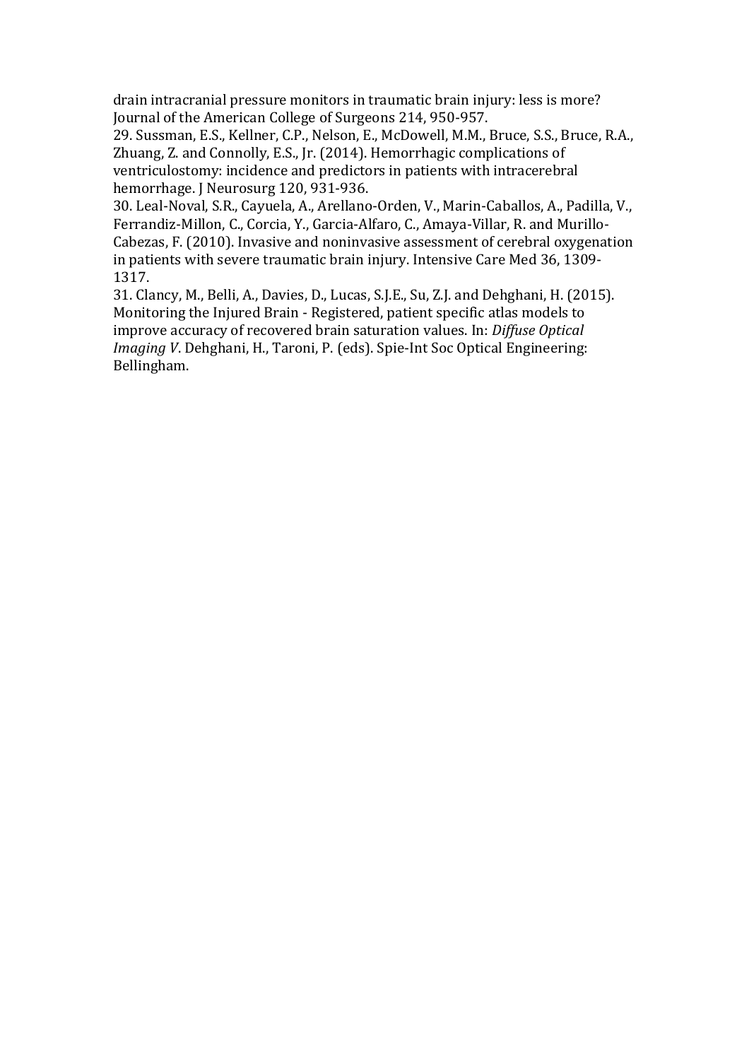drain intracranial pressure monitors in traumatic brain injury: less is more? Journal of the American College of Surgeons 214, 950-957.

29. Sussman, E.S., Kellner, C.P., Nelson, E., McDowell, M.M., Bruce, S.S., Bruce, R.A., Zhuang, Z. and Connolly, E.S., Jr. (2014). Hemorrhagic complications of ventriculostomy: incidence and predictors in patients with intracerebral hemorrhage. J Neurosurg 120, 931-936.

30. Leal-Noval, S.R., Cayuela, A., Arellano-Orden, V., Marin-Caballos, A., Padilla, V., Ferrandiz-Millon, C., Corcia, Y., Garcia-Alfaro, C., Amaya-Villar, R. and Murillo-Cabezas, F. (2010). Invasive and noninvasive assessment of cerebral oxygenation in patients with severe traumatic brain injury. Intensive Care Med 36, 1309-1317.

31. Clancy, M., Belli, A., Davies, D., Lucas, S.J.E., Su, Z.J. and Dehghani, H. (2015). Monitoring the Injured Brain - Registered, patient specific atlas models to improve accuracy of recovered brain saturation values. In: *Diffuse Optical Imaging V*. Dehghani, H., Taroni, P. (eds). Spie-Int Soc Optical Engineering: Bellingham.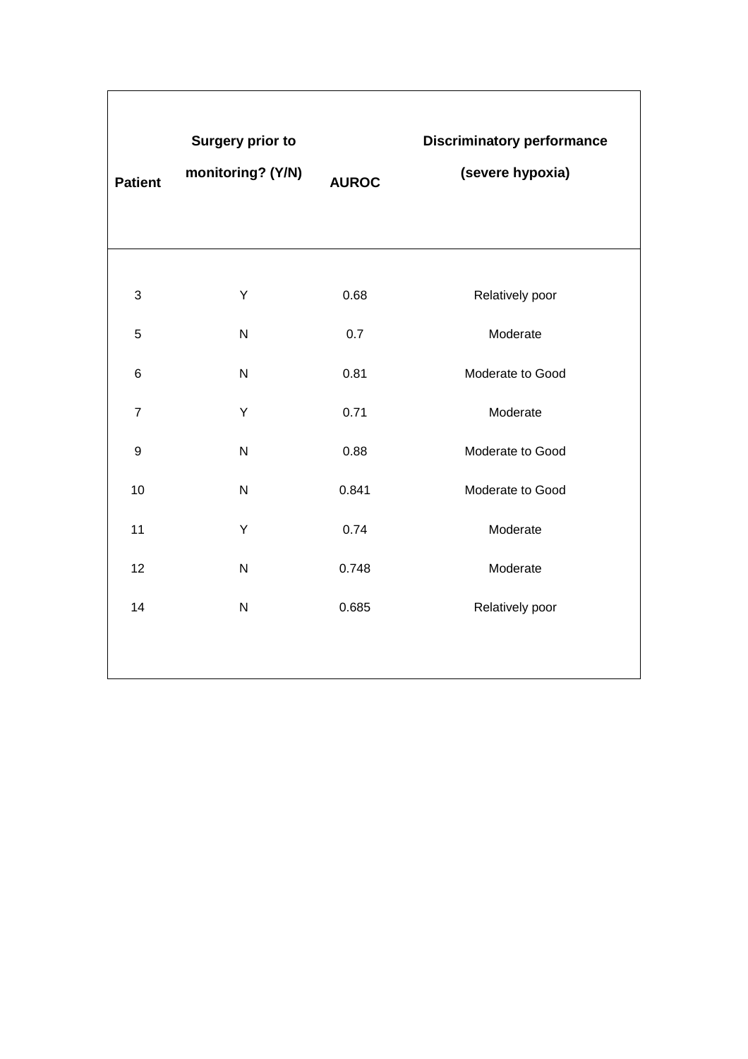| Patient | Surgery prior to monitoring? (Y/N) | AUROC | Discriminatory performance (severe hypoxia) |
|---|---|---|---|
| 3 | Y | 0.68 | Relatively poor |
| 5 | N | 0.7 | Moderate |
| 6 | N | 0.81 | Moderate to Good |
| 7 | Y | 0.71 | Moderate |
| 9 | N | 0.88 | Moderate to Good |
| 10 | N | 0.841 | Moderate to Good |
| 11 | Y | 0.74 | Moderate |
| 12 | N | 0.748 | Moderate |
| 14 | N | 0.685 | Relatively poor |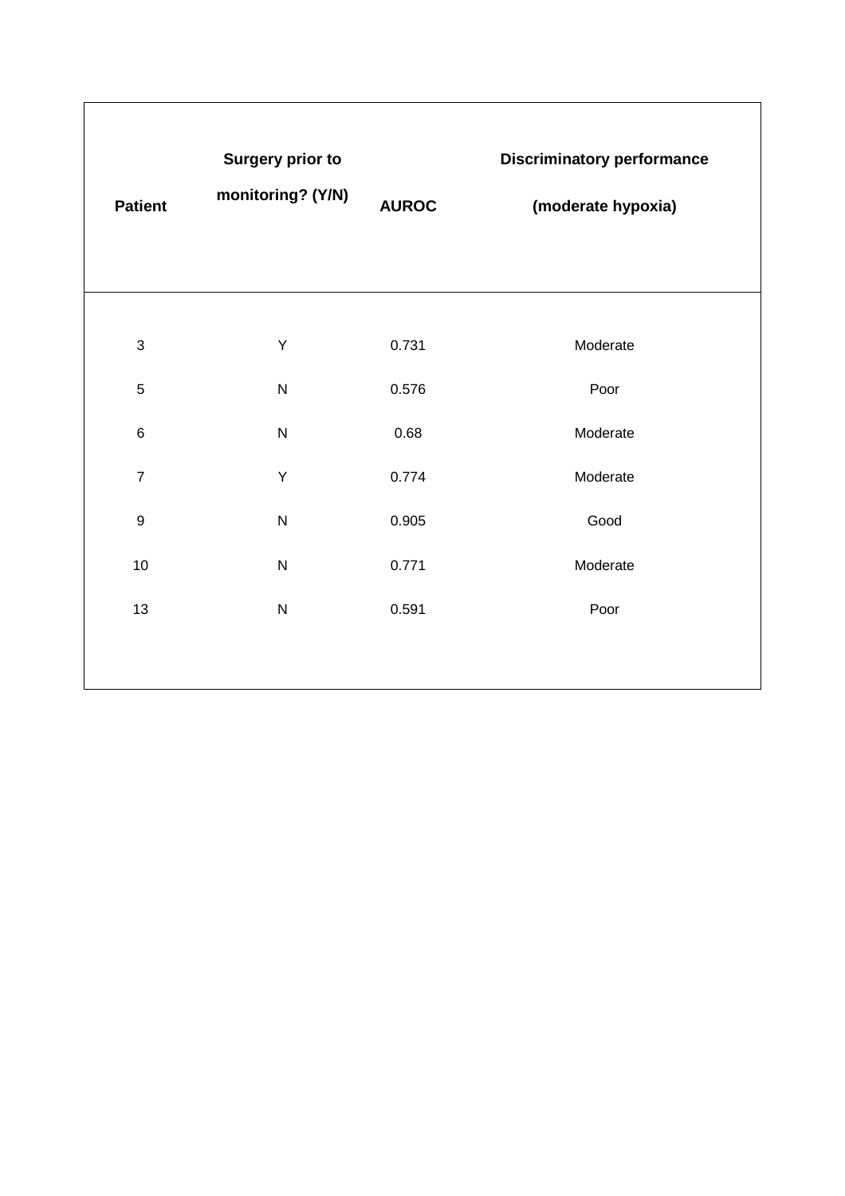| Patient | Surgery prior to monitoring? (Y/N) | AUROC | Discriminatory performance (moderate hypoxia) |
| --- | --- | --- | --- |
| 3 | Y | 0.731 | Moderate |
| 5 | N | 0.576 | Poor |
| 6 | N | 0.68 | Moderate |
| 7 | Y | 0.774 | Moderate |
| 9 | N | 0.905 | Good |
| 10 | N | 0.771 | Moderate |
| 13 | N | 0.591 | Poor |